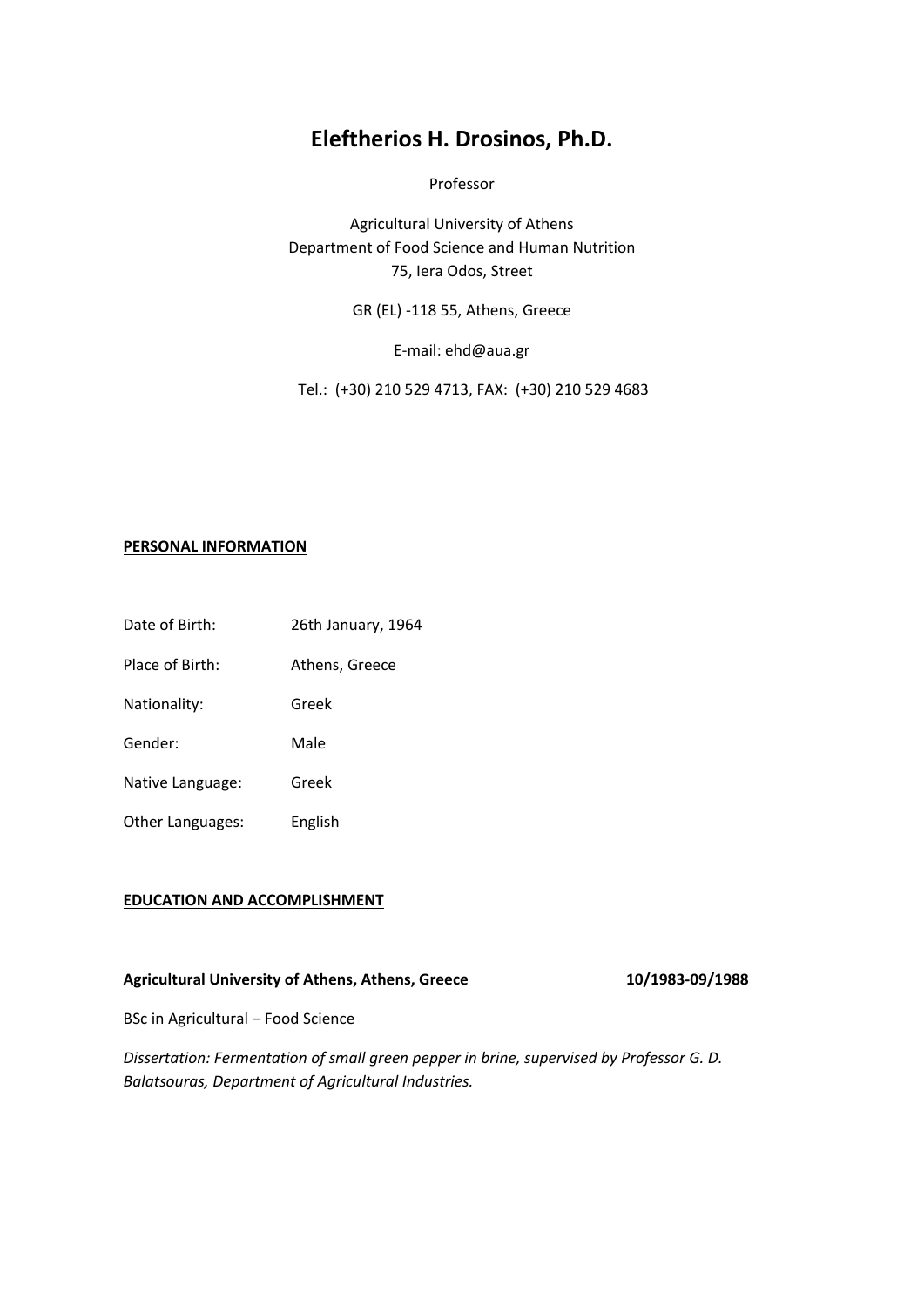# Eleftherios H. Drosinos, Ph.D.

Professor

Agricultural University of Athens
Department of Food Science and Human Nutrition
75, Iera Odos, Street

GR (EL) -118 55, Athens, Greece

E-mail: ehd@aua.gr

Tel.: (+30) 210 529 4713, FAX: (+30) 210 529 4683

## PERSONAL INFORMATION

| | |
|---|---|
| Date of Birth: | 26th January, 1964 |
| Place of Birth: | Athens, Greece |
| Nationality: | Greek |
| Gender: | Male |
| Native Language: | Greek |
| Other Languages: | English |

## EDUCATION AND ACCOMPLISHMENT

**Agricultural University of Athens, Athens, Greece** **10/1983-09/1988**

BSc in Agricultural – Food Science

*Dissertation: Fermentation of small green pepper in brine, supervised by Professor G. D. Balatsouras, Department of Agricultural Industries.*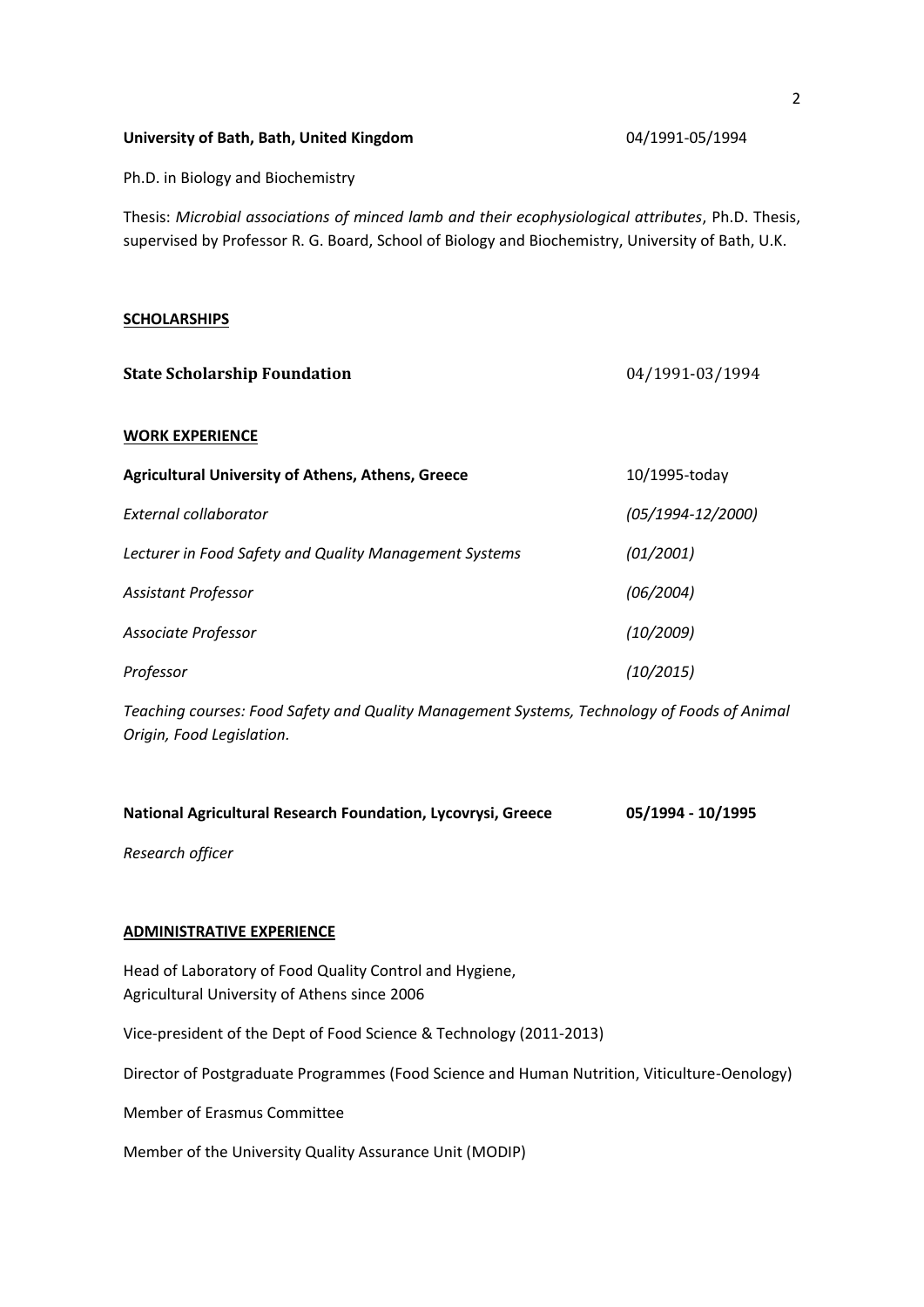**University of Bath, Bath, United Kingdom** 04/1991-05/1994

Ph.D. in Biology and Biochemistry

Thesis: *Microbial associations of minced lamb and their ecophysiological attributes*, Ph.D. Thesis, supervised by Professor R. G. Board, School of Biology and Biochemistry, University of Bath, U.K.

## SCHOLARSHIPS

**State Scholarship Foundation** 04/1991-03/1994

## WORK EXPERIENCE

**Agricultural University of Athens, Athens, Greece** 10/1995-today

*External collaborator* *(05/1994-12/2000)*

*Lecturer in Food Safety and Quality Management Systems* *(01/2001)*

*Assistant Professor* *(06/2004)*

*Associate Professor* *(10/2009)*

*Professor* *(10/2015)*

*Teaching courses: Food Safety and Quality Management Systems, Technology of Foods of Animal Origin, Food Legislation.*

**National Agricultural Research Foundation, Lycovrysi, Greece** **05/1994 - 10/1995**

*Research officer*

## ADMINISTRATIVE EXPERIENCE

Head of Laboratory of Food Quality Control and Hygiene,
Agricultural University of Athens since 2006

Vice-president of the Dept of Food Science & Technology (2011-2013)

Director of Postgraduate Programmes (Food Science and Human Nutrition, Viticulture-Oenology)

Member of Erasmus Committee

Member of the University Quality Assurance Unit (MODIP)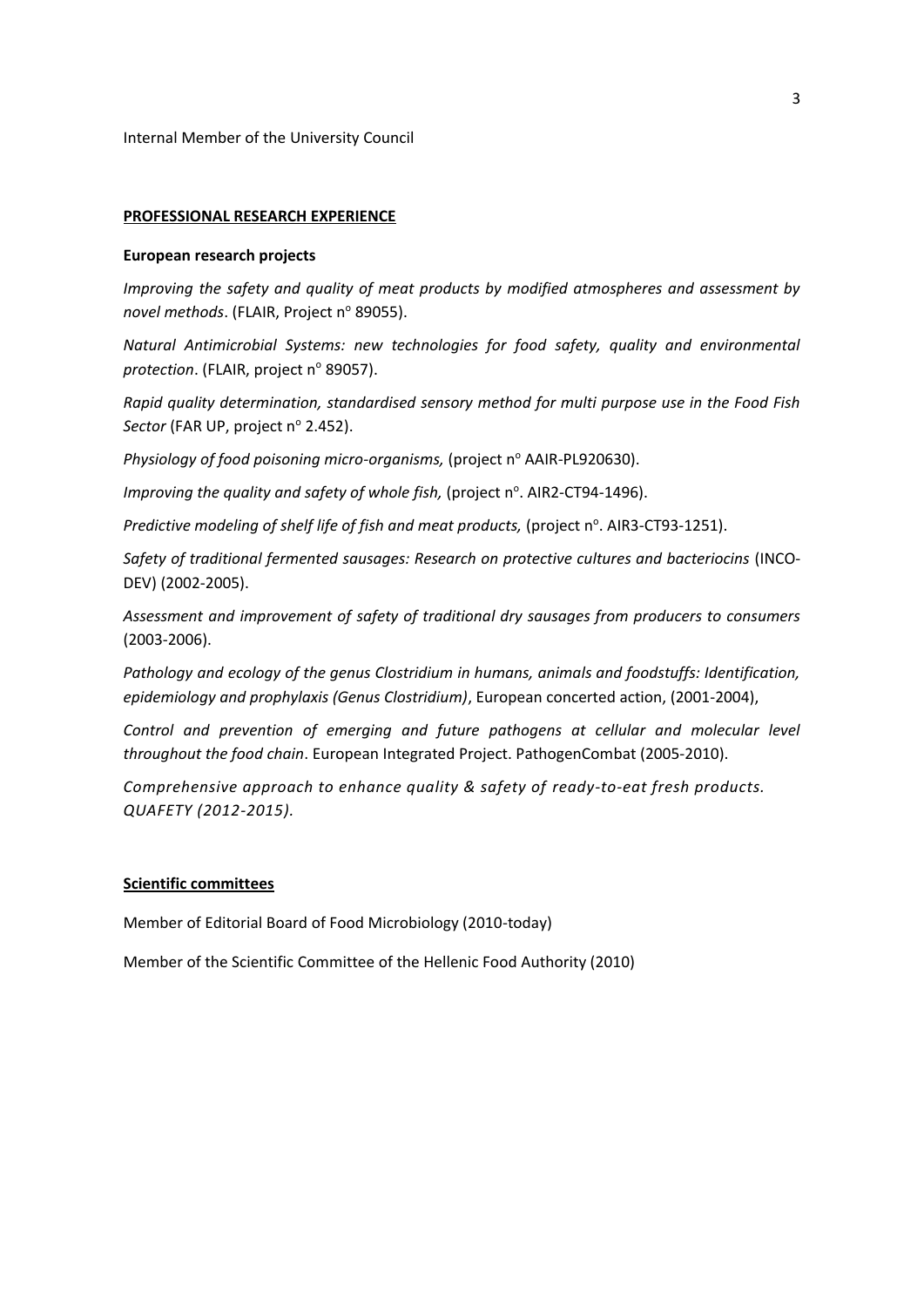Internal Member of the University Council

## PROFESSIONAL RESEARCH EXPERIENCE

### European research projects

*Improving the safety and quality of meat products by modified atmospheres and assessment by novel methods*. (FLAIR, Project n° 89055).

*Natural Antimicrobial Systems: new technologies for food safety, quality and environmental protection*. (FLAIR, project n° 89057).

*Rapid quality determination, standardised sensory method for multi purpose use in the Food Fish Sector* (FAR UP, project n° 2.452).

*Physiology of food poisoning micro-organisms,* (project n° AAIR-PL920630).

*Improving the quality and safety of whole fish,* (project n°. AIR2-CT94-1496).

*Predictive modeling of shelf life of fish and meat products,* (project n°. AIR3-CT93-1251).

*Safety of traditional fermented sausages: Research on protective cultures and bacteriocins* (INCO-DEV) (2002-2005).

*Assessment and improvement of safety of traditional dry sausages from producers to consumers* (2003-2006).

*Pathology and ecology of the genus Clostridium in humans, animals and foodstuffs: Identification, epidemiology and prophylaxis (Genus Clostridium)*, European concerted action, (2001-2004),

*Control and prevention of emerging and future pathogens at cellular and molecular level throughout the food chain*. European Integrated Project. PathogenCombat (2005-2010).

*Comprehensive approach to enhance quality & safety of ready-to-eat fresh products. QUAFETY (2012-2015).*

## Scientific committees

Member of Editorial Board of Food Microbiology (2010-today)

Member of the Scientific Committee of the Hellenic Food Authority (2010)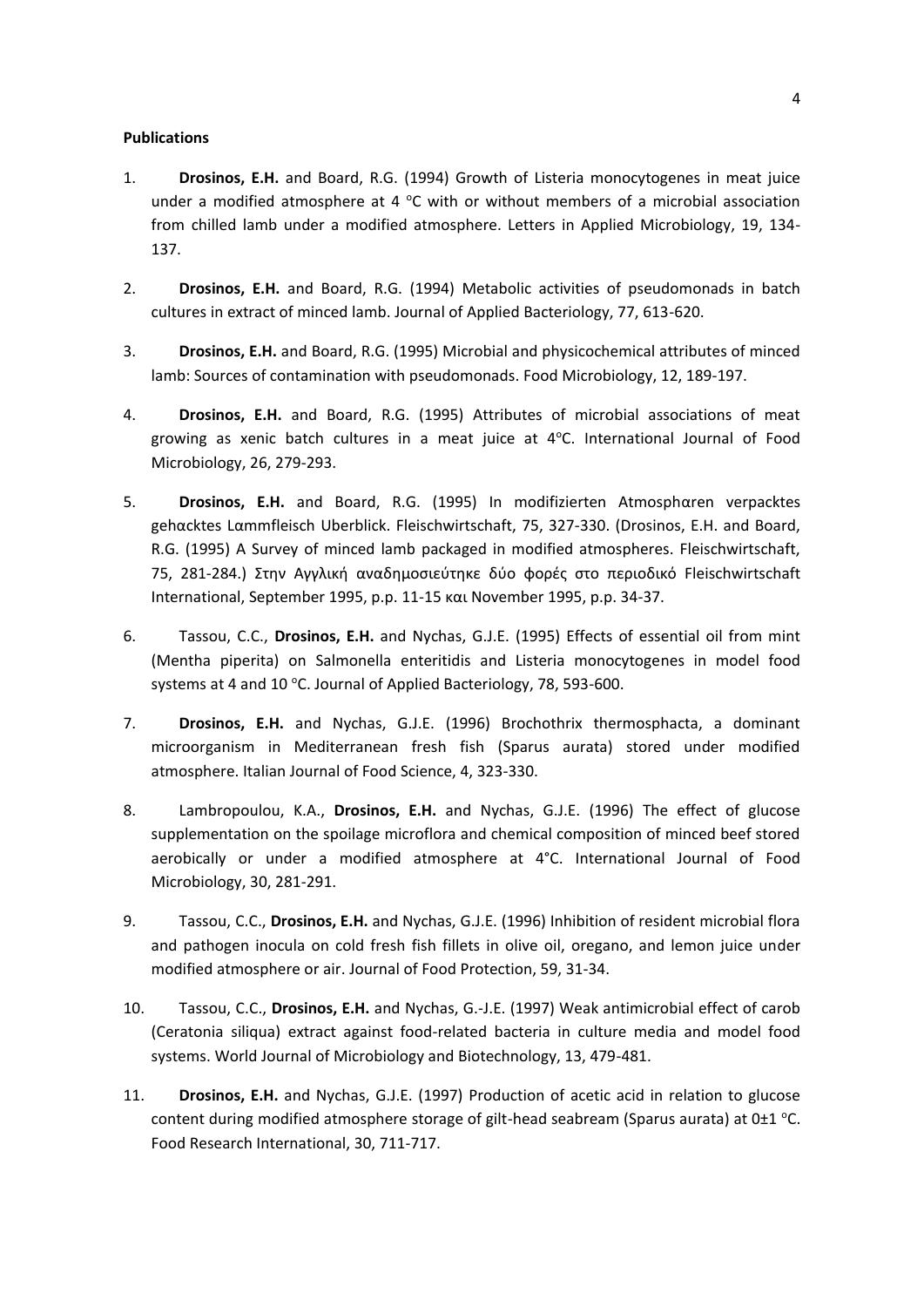**Publications**

1. **Drosinos, E.H.** and Board, R.G. (1994) Growth of Listeria monocytogenes in meat juice under a modified atmosphere at 4 °C with or without members of a microbial association from chilled lamb under a modified atmosphere. Letters in Applied Microbiology, 19, 134-137.

2. **Drosinos, E.H.** and Board, R.G. (1994) Metabolic activities of pseudomonads in batch cultures in extract of minced lamb. Journal of Applied Bacteriology, 77, 613-620.

3. **Drosinos, E.H.** and Board, R.G. (1995) Microbial and physicochemical attributes of minced lamb: Sources of contamination with pseudomonads. Food Microbiology, 12, 189-197.

4. **Drosinos, E.H.** and Board, R.G. (1995) Attributes of microbial associations of meat growing as xenic batch cultures in a meat juice at 4°C. International Journal of Food Microbiology, 26, 279-293.

5. **Drosinos, E.H.** and Board, R.G. (1995) In modifizierten Atmosphαren verpacktes gehαcktes Lαmmfleisch Uberblick. Fleischwirtschaft, 75, 327-330. (Drosinos, E.H. and Board, R.G. (1995) A Survey of minced lamb packaged in modified atmospheres. Fleischwirtschaft, 75, 281-284.) Στην Αγγλική αναδημοσιεύτηκε δύο φορές στο περιοδικό Fleischwirtschaft International, September 1995, p.p. 11-15 και November 1995, p.p. 34-37.

6. Tassou, C.C., **Drosinos, E.H.** and Nychas, G.J.E. (1995) Effects of essential oil from mint (Mentha piperita) on Salmonella enteritidis and Listeria monocytogenes in model food systems at 4 and 10 °C. Journal of Applied Bacteriology, 78, 593-600.

7. **Drosinos, E.H.** and Nychas, G.J.E. (1996) Brochothrix thermosphacta, a dominant microorganism in Mediterranean fresh fish (Sparus aurata) stored under modified atmosphere. Italian Journal of Food Science, 4, 323-330.

8. Lambropoulou, K.A., **Drosinos, E.H.** and Nychas, G.J.E. (1996) The effect of glucose supplementation on the spoilage microflora and chemical composition of minced beef stored aerobically or under a modified atmosphere at 4°C. International Journal of Food Microbiology, 30, 281-291.

9. Tassou, C.C., **Drosinos, E.H.** and Nychas, G.J.E. (1996) Inhibition of resident microbial flora and pathogen inocula on cold fresh fish fillets in olive oil, oregano, and lemon juice under modified atmosphere or air. Journal of Food Protection, 59, 31-34.

10. Tassou, C.C., **Drosinos, E.H.** and Nychas, G.-J.E. (1997) Weak antimicrobial effect of carob (Ceratonia siliqua) extract against food-related bacteria in culture media and model food systems. World Journal of Microbiology and Biotechnology, 13, 479-481.

11. **Drosinos, E.H.** and Nychas, G.J.E. (1997) Production of acetic acid in relation to glucose content during modified atmosphere storage of gilt-head seabream (Sparus aurata) at 0±1 °C. Food Research International, 30, 711-717.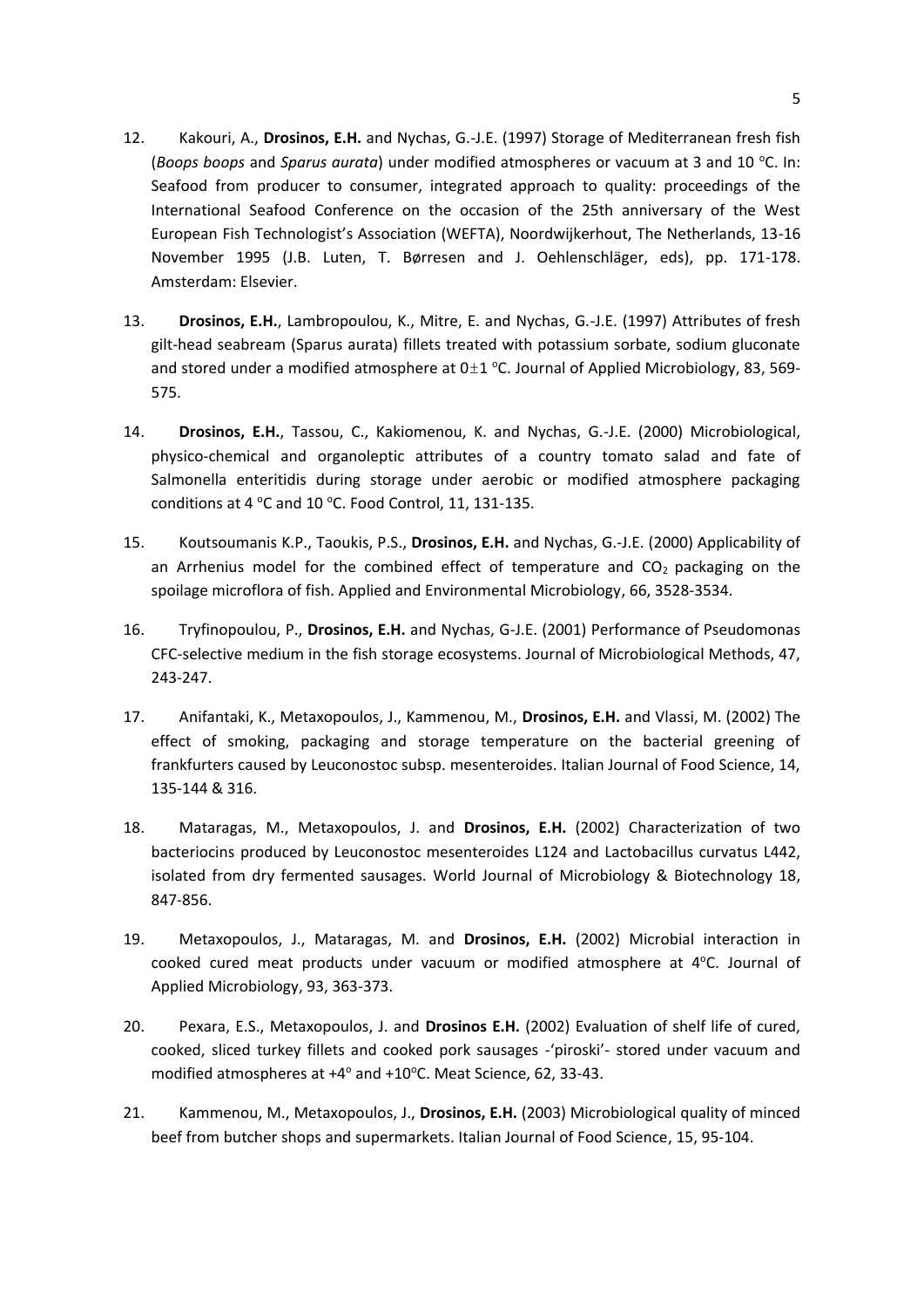12. Kakouri, A., **Drosinos, E.H.** and Nychas, G.-J.E. (1997) Storage of Mediterranean fresh fish (*Boops boops* and *Sparus aurata*) under modified atmospheres or vacuum at 3 and 10 °C. In: Seafood from producer to consumer, integrated approach to quality: proceedings of the International Seafood Conference on the occasion of the 25th anniversary of the West European Fish Technologist's Association (WEFTA), Noordwijkerhout, The Netherlands, 13-16 November 1995 (J.B. Luten, T. Børresen and J. Oehlenschläger, eds), pp. 171-178. Amsterdam: Elsevier.

13. **Drosinos, E.H.**, Lambropoulou, K., Mitre, E. and Nychas, G.-J.E. (1997) Attributes of fresh gilt-head seabream (Sparus aurata) fillets treated with potassium sorbate, sodium gluconate and stored under a modified atmosphere at 0±1 °C. Journal of Applied Microbiology, 83, 569-575.

14. **Drosinos, E.H.**, Tassou, C., Kakiomenou, K. and Nychas, G.-J.E. (2000) Microbiological, physico-chemical and organoleptic attributes of a country tomato salad and fate of Salmonella enteritidis during storage under aerobic or modified atmosphere packaging conditions at 4 °C and 10 °C. Food Control, 11, 131-135.

15. Koutsoumanis K.P., Taoukis, P.S., **Drosinos, E.H.** and Nychas, G.-J.E. (2000) Applicability of an Arrhenius model for the combined effect of temperature and $CO_2$ packaging on the spoilage microflora of fish. Applied and Environmental Microbiology, 66, 3528-3534.

16. Tryfinopoulou, P., **Drosinos, E.H.** and Nychas, G-J.E. (2001) Performance of Pseudomonas CFC-selective medium in the fish storage ecosystems. Journal of Microbiological Methods, 47, 243-247.

17. Anifantaki, K., Metaxopoulos, J., Kammenou, M., **Drosinos, E.H.** and Vlassi, M. (2002) The effect of smoking, packaging and storage temperature on the bacterial greening of frankfurters caused by Leuconostoc subsp. mesenteroides. Italian Journal of Food Science, 14, 135-144 & 316.

18. Mataragas, M., Metaxopoulos, J. and **Drosinos, E.H.** (2002) Characterization of two bacteriocins produced by Leuconostoc mesenteroides L124 and Lactobacillus curvatus L442, isolated from dry fermented sausages. World Journal of Microbiology & Biotechnology 18, 847-856.

19. Metaxopoulos, J., Mataragas, M. and **Drosinos, E.H.** (2002) Microbial interaction in cooked cured meat products under vacuum or modified atmosphere at 4°C. Journal of Applied Microbiology, 93, 363-373.

20. Pexara, E.S., Metaxopoulos, J. and **Drosinos E.H.** (2002) Evaluation of shelf life of cured, cooked, sliced turkey fillets and cooked pork sausages -'piroski'- stored under vacuum and modified atmospheres at +4° and +10°C. Meat Science, 62, 33-43.

21. Kammenou, M., Metaxopoulos, J., **Drosinos, E.H.** (2003) Microbiological quality of minced beef from butcher shops and supermarkets. Italian Journal of Food Science, 15, 95-104.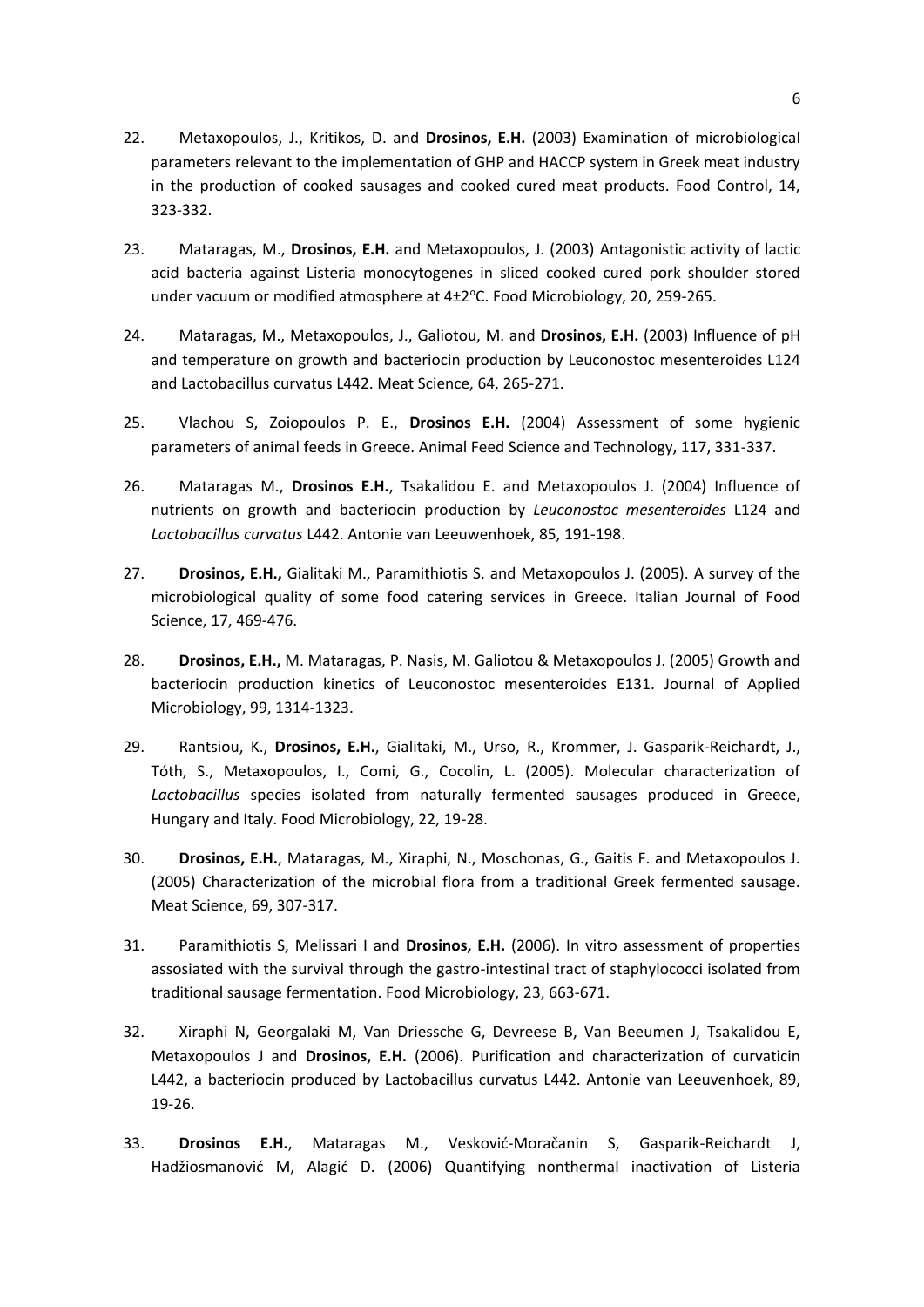22. Metaxopoulos, J., Kritikos, D. and **Drosinos, E.H.** (2003) Examination of microbiological parameters relevant to the implementation of GHP and HACCP system in Greek meat industry in the production of cooked sausages and cooked cured meat products. Food Control, 14, 323-332.

23. Mataragas, M., **Drosinos, E.H.** and Metaxopoulos, J. (2003) Antagonistic activity of lactic acid bacteria against Listeria monocytogenes in sliced cooked cured pork shoulder stored under vacuum or modified atmosphere at 4±2°C. Food Microbiology, 20, 259-265.

24. Mataragas, M., Metaxopoulos, J., Galiotou, M. and **Drosinos, E.H.** (2003) Influence of pH and temperature on growth and bacteriocin production by Leuconostoc mesenteroides L124 and Lactobacillus curvatus L442. Meat Science, 64, 265-271.

25. Vlachou S, Zoiopoulos P. E., **Drosinos E.H.** (2004) Assessment of some hygienic parameters of animal feeds in Greece. Animal Feed Science and Technology, 117, 331-337.

26. Mataragas M., **Drosinos E.H.**, Tsakalidou E. and Metaxopoulos J. (2004) Influence of nutrients on growth and bacteriocin production by *Leuconostoc mesenteroides* L124 and *Lactobacillus curvatus* L442. Antonie van Leeuwenhoek, 85, 191-198.

27. **Drosinos, E.H.,** Gialitaki M., Paramithiotis S. and Metaxopoulos J. (2005). A survey of the microbiological quality of some food catering services in Greece. Italian Journal of Food Science, 17, 469-476.

28. **Drosinos, E.H.,** M. Mataragas, P. Nasis, M. Galiotou & Metaxopoulos J. (2005) Growth and bacteriocin production kinetics of Leuconostoc mesenteroides E131. Journal of Applied Microbiology, 99, 1314-1323.

29. Rantsiou, K., **Drosinos, E.H.**, Gialitaki, M., Urso, R., Krommer, J. Gasparik-Reichardt, J., Tóth, S., Metaxopoulos, I., Comi, G., Cocolin, L. (2005). Molecular characterization of *Lactobacillus* species isolated from naturally fermented sausages produced in Greece, Hungary and Italy. Food Microbiology, 22, 19-28.

30. **Drosinos, E.H.**, Mataragas, M., Xiraphi, N., Moschonas, G., Gaitis F. and Metaxopoulos J. (2005) Characterization of the microbial flora from a traditional Greek fermented sausage. Meat Science, 69, 307-317.

31. Paramithiotis S, Melissari I and **Drosinos, E.H.** (2006). In vitro assessment of properties assosiated with the survival through the gastro-intestinal tract of staphylococci isolated from traditional sausage fermentation. Food Microbiology, 23, 663-671.

32. Xiraphi N, Georgalaki M, Van Driessche G, Devreese B, Van Beeumen J, Tsakalidou E, Metaxopoulos J and **Drosinos, E.H.** (2006). Purification and characterization of curvaticin L442, a bacteriocin produced by Lactobacillus curvatus L442. Antonie van Leeuvenhoek, 89, 19-26.

33. **Drosinos E.H.**, Mataragas M., Vesković-Moračanin S, Gasparik-Reichardt J, Hadžiosmanović M, Alagić D. (2006) Quantifying nonthermal inactivation of Listeria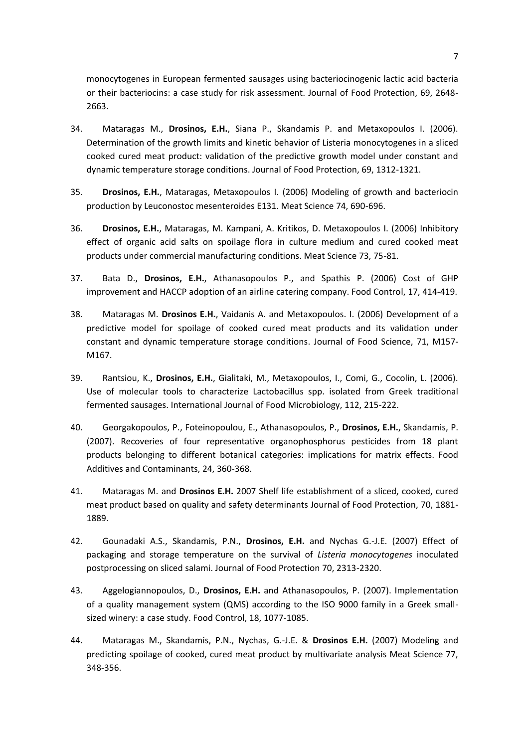monocytogenes in European fermented sausages using bacteriocinogenic lactic acid bacteria or their bacteriocins: a case study for risk assessment. Journal of Food Protection, 69, 2648-2663.

34. Mataragas M., **Drosinos, E.H.**, Siana P., Skandamis P. and Metaxopoulos I. (2006). Determination of the growth limits and kinetic behavior of Listeria monocytogenes in a sliced cooked cured meat product: validation of the predictive growth model under constant and dynamic temperature storage conditions. Journal of Food Protection, 69, 1312-1321.

35. **Drosinos, E.H.**, Mataragas, Metaxopoulos I. (2006) Modeling of growth and bacteriocin production by Leuconostoc mesenteroides E131. Meat Science 74, 690-696.

36. **Drosinos, E.H.**, Mataragas, M. Kampani, A. Kritikos, D. Metaxopoulos I. (2006) Inhibitory effect of organic acid salts on spoilage flora in culture medium and cured cooked meat products under commercial manufacturing conditions. Meat Science 73, 75-81.

37. Bata D., **Drosinos, E.H.**, Athanasopoulos P., and Spathis P. (2006) Cost of GHP improvement and HACCP adoption of an airline catering company. Food Control, 17, 414-419.

38. Mataragas M. **Drosinos E.H.**, Vaidanis A. and Metaxopoulos. I. (2006) Development of a predictive model for spoilage of cooked cured meat products and its validation under constant and dynamic temperature storage conditions. Journal of Food Science, 71, M157-M167.

39. Rantsiou, K., **Drosinos, E.H.**, Gialitaki, M., Metaxopoulos, I., Comi, G., Cocolin, L. (2006). Use of molecular tools to characterize Lactobacillus spp. isolated from Greek traditional fermented sausages. International Journal of Food Microbiology, 112, 215-222.

40. Georgakopoulos, P., Foteinopoulou, E., Athanasopoulos, P., **Drosinos, E.H.**, Skandamis, P. (2007). Recoveries of four representative organophosphorus pesticides from 18 plant products belonging to different botanical categories: implications for matrix effects. Food Additives and Contaminants, 24, 360-368.

41. Mataragas M. and **Drosinos E.H.** 2007 Shelf life establishment of a sliced, cooked, cured meat product based on quality and safety determinants Journal of Food Protection, 70, 1881-1889.

42. Gounadaki A.S., Skandamis, P.N., **Drosinos, E.H.** and Nychas G.-J.E. (2007) Effect of packaging and storage temperature on the survival of *Listeria monocytogenes* inoculated postprocessing on sliced salami. Journal of Food Protection 70, 2313-2320.

43. Aggelogiannopoulos, D., **Drosinos, E.H.** and Athanasopoulos, P. (2007). Implementation of a quality management system (QMS) according to the ISO 9000 family in a Greek small-sized winery: a case study. Food Control, 18, 1077-1085.

44. Mataragas M., Skandamis, P.N., Nychas, G.-J.E. & **Drosinos E.H.** (2007) Modeling and predicting spoilage of cooked, cured meat product by multivariate analysis Meat Science 77, 348-356.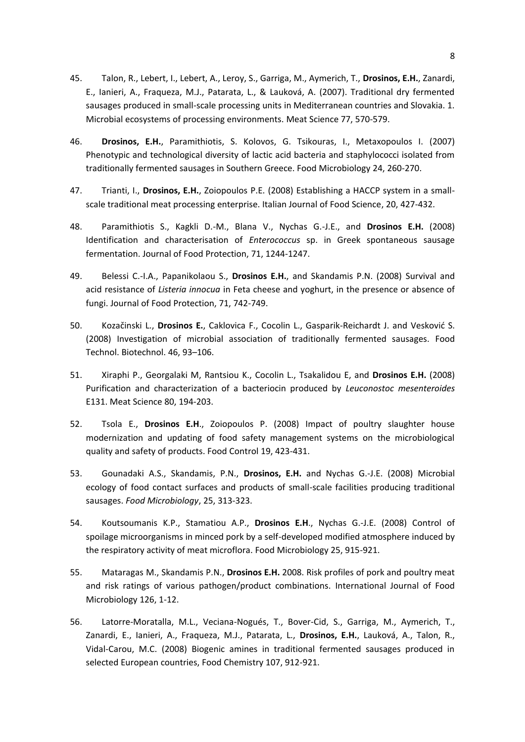45. Talon, R., Lebert, I., Lebert, A., Leroy, S., Garriga, M., Aymerich, T., **Drosinos, E.H.**, Zanardi, E., Ianieri, A., Fraqueza, M.J., Patarata, L., & Lauková, A. (2007). Traditional dry fermented sausages produced in small-scale processing units in Mediterranean countries and Slovakia. 1. Microbial ecosystems of processing environments. Meat Science 77, 570-579.

46. **Drosinos, E.H.**, Paramithiotis, S. Kolovos, G. Tsikouras, I., Metaxopoulos I. (2007) Phenotypic and technological diversity of lactic acid bacteria and staphylococci isolated from traditionally fermented sausages in Southern Greece. Food Microbiology 24, 260-270.

47. Trianti, I., **Drosinos, E.H.**, Zoiopoulos P.E. (2008) Establishing a HACCP system in a small-scale traditional meat processing enterprise. Italian Journal of Food Science, 20, 427-432.

48. Paramithiotis S., Kagkli D.-M., Blana V., Nychas G.-J.E., and **Drosinos E.H.** (2008) Identification and characterisation of *Enterococcus* sp. in Greek spontaneous sausage fermentation. Journal of Food Protection, 71, 1244-1247.

49. Belessi C.-I.A., Papanikolaou S., **Drosinos E.H.**, and Skandamis P.N. (2008) Survival and acid resistance of *Listeria innocua* in Feta cheese and yoghurt, in the presence or absence of fungi. Journal of Food Protection, 71, 742-749.

50. Kozačinski L., **Drosinos E.**, Caklovica F., Cocolin L., Gasparik-Reichardt J. and Vesković S. (2008) Investigation of microbial association of traditionally fermented sausages. Food Technol. Biotechnol. 46, 93–106.

51. Xiraphi P., Georgalaki M, Rantsiou K., Cocolin L., Tsakalidou E, and **Drosinos E.H.** (2008) Purification and characterization of a bacteriocin produced by *Leuconostoc mesenteroides* E131. Meat Science 80, 194-203.

52. Tsola E., **Drosinos E.H**., Zoiopoulos P. (2008) Impact of poultry slaughter house modernization and updating of food safety management systems on the microbiological quality and safety of products. Food Control 19, 423-431.

53. Gounadaki A.S., Skandamis, P.N., **Drosinos, E.H.** and Nychas G.-J.E. (2008) Microbial ecology of food contact surfaces and products of small-scale facilities producing traditional sausages. *Food Microbiology*, 25, 313-323.

54. Koutsoumanis K.P., Stamatiou A.P., **Drosinos E.H**., Nychas G.-J.E. (2008) Control of spoilage microorganisms in minced pork by a self-developed modified atmosphere induced by the respiratory activity of meat microflora. Food Microbiology 25, 915-921.

55. Mataragas M., Skandamis P.N., **Drosinos E.H.** 2008. Risk profiles of pork and poultry meat and risk ratings of various pathogen/product combinations. International Journal of Food Microbiology 126, 1-12.

56. Latorre-Moratalla, M.L., Veciana-Nogués, T., Bover-Cid, S., Garriga, M., Aymerich, T., Zanardi, E., Ianieri, A., Fraqueza, M.J., Patarata, L., **Drosinos, E.H.**, Lauková, A., Talon, R., Vidal-Carou, M.C. (2008) Biogenic amines in traditional fermented sausages produced in selected European countries, Food Chemistry 107, 912-921.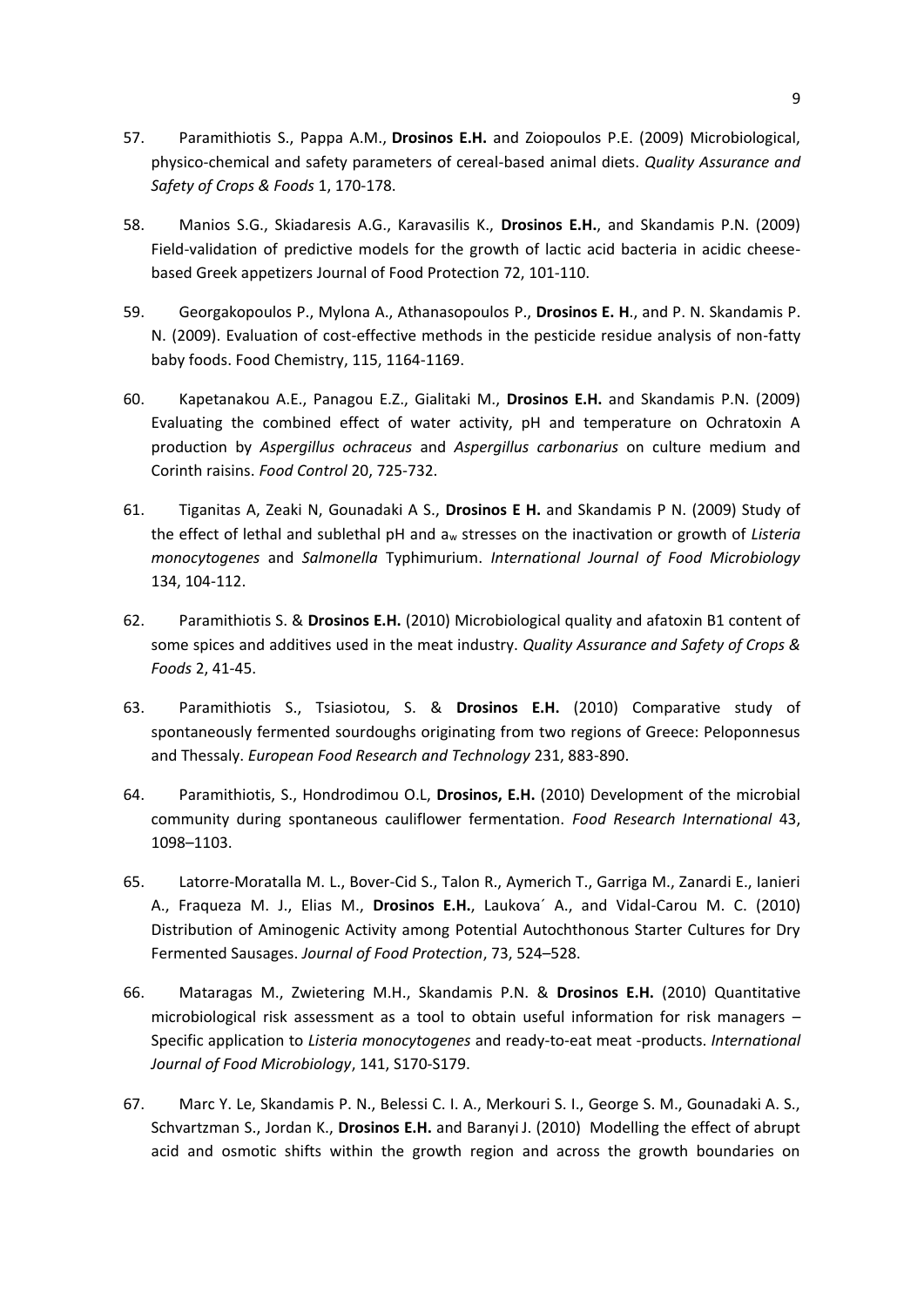57. Paramithiotis S., Pappa A.M., **Drosinos E.H.** and Zoiopoulos P.E. (2009) Microbiological, physico-chemical and safety parameters of cereal-based animal diets. *Quality Assurance and Safety of Crops & Foods* 1, 170-178.

58. Manios S.G., Skiadaresis A.G., Karavasilis K., **Drosinos E.H.**, and Skandamis P.N. (2009) Field-validation of predictive models for the growth of lactic acid bacteria in acidic cheese-based Greek appetizers Journal of Food Protection 72, 101-110.

59. Georgakopoulos P., Mylona A., Athanasopoulos P., **Drosinos E. H**., and P. N. Skandamis P. N. (2009). Evaluation of cost-effective methods in the pesticide residue analysis of non-fatty baby foods. Food Chemistry, 115, 1164-1169.

60. Kapetanakou A.E., Panagou E.Z., Gialitaki M., **Drosinos E.H.** and Skandamis P.N. (2009) Evaluating the combined effect of water activity, pH and temperature on Ochratoxin A production by *Aspergillus ochraceus* and *Aspergillus carbonarius* on culture medium and Corinth raisins. *Food Control* 20, 725-732.

61. Tiganitas A, Zeaki N, Gounadaki A S., **Drosinos E H.** and Skandamis P N. (2009) Study of the effect of lethal and sublethal pH and $a_w$ stresses on the inactivation or growth of *Listeria monocytogenes* and *Salmonella* Typhimurium. *International Journal of Food Microbiology* 134, 104-112.

62. Paramithiotis S. & **Drosinos E.H.** (2010) Microbiological quality and afatoxin B1 content of some spices and additives used in the meat industry. *Quality Assurance and Safety of Crops & Foods* 2, 41-45.

63. Paramithiotis S., Tsiasiotou, S. & **Drosinos E.H.** (2010) Comparative study of spontaneously fermented sourdoughs originating from two regions of Greece: Peloponnesus and Thessaly. *European Food Research and Technology* 231, 883-890.

64. Paramithiotis, S., Hondrodimou O.L, **Drosinos, E.H.** (2010) Development of the microbial community during spontaneous cauliflower fermentation. *Food Research International* 43, 1098–1103.

65. Latorre-Moratalla M. L., Bover-Cid S., Talon R., Aymerich T., Garriga M., Zanardi E., Ianieri A., Fraqueza M. J., Elias M., **Drosinos E.H.**, Laukova´ A., and Vidal-Carou M. C. (2010) Distribution of Aminogenic Activity among Potential Autochthonous Starter Cultures for Dry Fermented Sausages. *Journal of Food Protection*, 73, 524–528.

66. Mataragas M., Zwietering M.H., Skandamis P.N. & **Drosinos E.H.** (2010) Quantitative microbiological risk assessment as a tool to obtain useful information for risk managers – Specific application to *Listeria monocytogenes* and ready-to-eat meat -products. *International Journal of Food Microbiology*, 141, S170-S179.

67. Marc Y. Le, Skandamis P. N., Belessi C. I. A., Merkouri S. I., George S. M., Gounadaki A. S., Schvartzman S., Jordan K., **Drosinos E.H.** and Baranyi J. (2010) Modelling the effect of abrupt acid and osmotic shifts within the growth region and across the growth boundaries on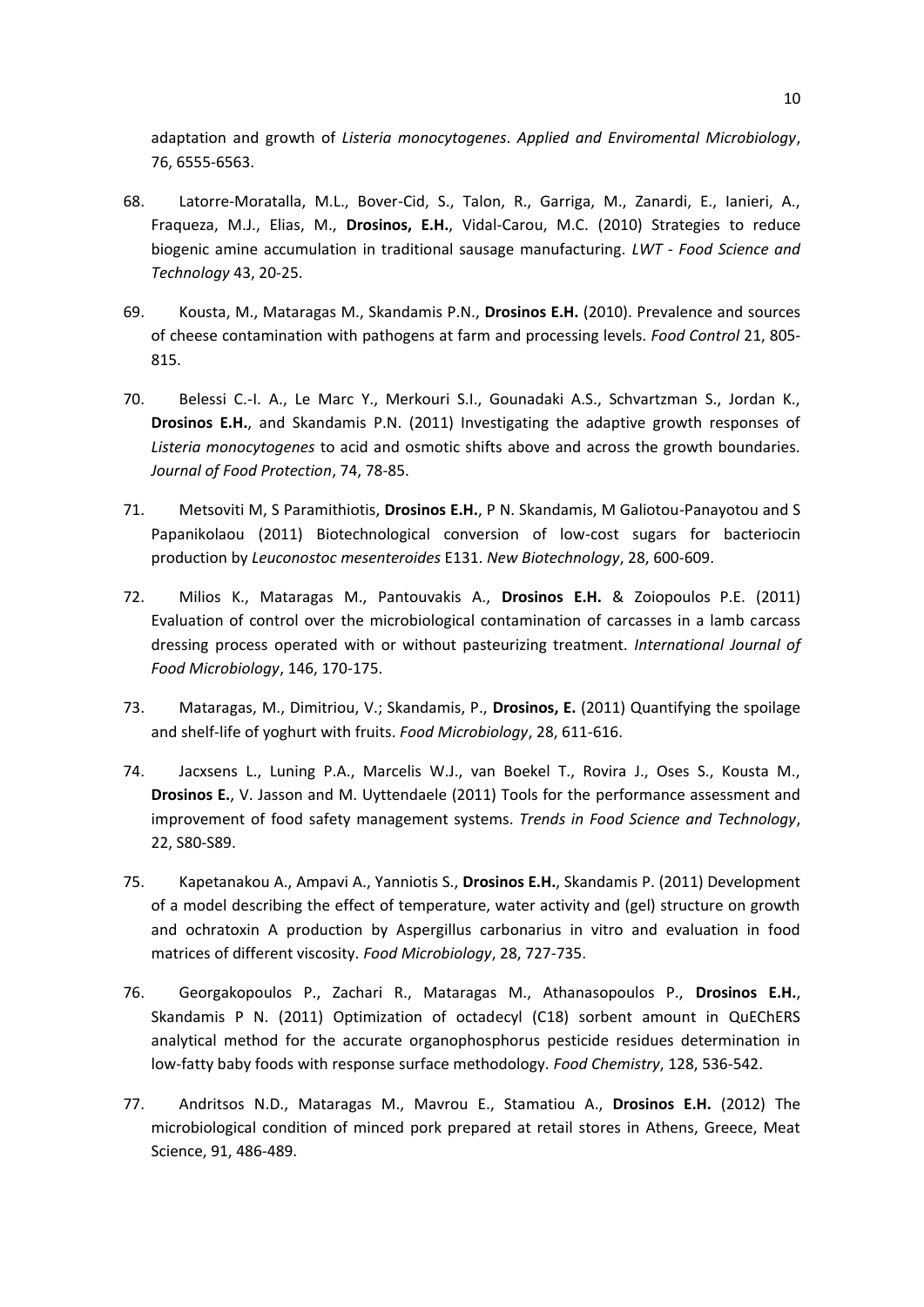adaptation and growth of *Listeria monocytogenes*. *Applied and Enviromental Microbiology*, 76, 6555-6563.

68. Latorre-Moratalla, M.L., Bover-Cid, S., Talon, R., Garriga, M., Zanardi, E., Ianieri, A., Fraqueza, M.J., Elias, M., **Drosinos, E.H.**, Vidal-Carou, M.C. (2010) Strategies to reduce biogenic amine accumulation in traditional sausage manufacturing. *LWT - Food Science and Technology* 43, 20-25.

69. Kousta, M., Mataragas M., Skandamis P.N., **Drosinos E.H.** (2010). Prevalence and sources of cheese contamination with pathogens at farm and processing levels. *Food Control* 21, 805-815.

70. Belessi C.-I. A., Le Marc Y., Merkouri S.I., Gounadaki A.S., Schvartzman S., Jordan K., **Drosinos E.H.**, and Skandamis P.N. (2011) Investigating the adaptive growth responses of *Listeria monocytogenes* to acid and osmotic shifts above and across the growth boundaries. *Journal of Food Protection*, 74, 78-85.

71. Metsoviti M, S Paramithiotis, **Drosinos E.H.**, P N. Skandamis, M Galiotou-Panayotou and S Papanikolaou (2011) Biotechnological conversion of low-cost sugars for bacteriocin production by *Leuconostoc mesenteroides* E131. *New Biotechnology*, 28, 600-609.

72. Milios K., Mataragas M., Pantouvakis A., **Drosinos E.H.** & Zoiopoulos P.E. (2011) Evaluation of control over the microbiological contamination of carcasses in a lamb carcass dressing process operated with or without pasteurizing treatment. *International Journal of Food Microbiology*, 146, 170-175.

73. Mataragas, M., Dimitriou, V.; Skandamis, P., **Drosinos, E.** (2011) Quantifying the spoilage and shelf-life of yoghurt with fruits. *Food Microbiology*, 28, 611-616.

74. Jacxsens L., Luning P.A., Marcelis W.J., van Boekel T., Rovira J., Oses S., Kousta M., **Drosinos E.**, V. Jasson and M. Uyttendaele (2011) Tools for the performance assessment and improvement of food safety management systems. *Trends in Food Science and Technology*, 22, S80-S89.

75. Kapetanakou A., Ampavi A., Yanniotis S., **Drosinos E.H.**, Skandamis P. (2011) Development of a model describing the effect of temperature, water activity and (gel) structure on growth and ochratoxin A production by Aspergillus carbonarius in vitro and evaluation in food matrices of different viscosity. *Food Microbiology*, 28, 727-735.

76. Georgakopoulos P., Zachari R., Mataragas M., Athanasopoulos P., **Drosinos E.H.**, Skandamis P N. (2011) Optimization of octadecyl (C18) sorbent amount in QuEChERS analytical method for the accurate organophosphorus pesticide residues determination in low-fatty baby foods with response surface methodology. *Food Chemistry*, 128, 536-542.

77. Andritsos N.D., Mataragas M., Mavrou E., Stamatiou A., **Drosinos E.H.** (2012) The microbiological condition of minced pork prepared at retail stores in Athens, Greece, Meat Science, 91, 486-489.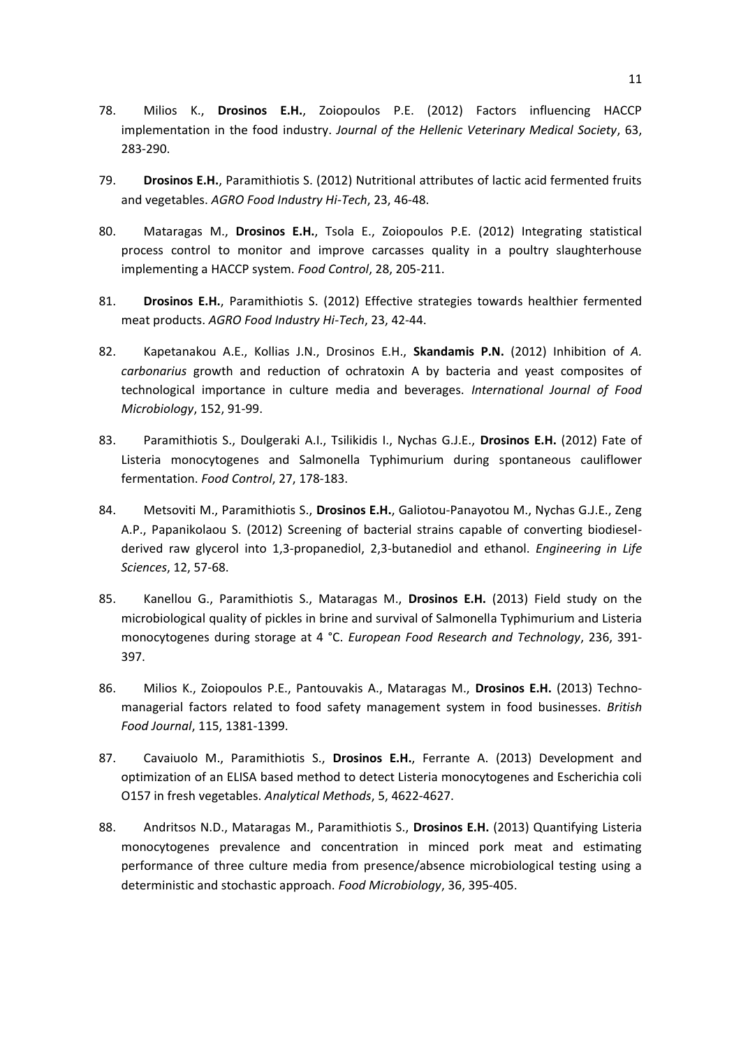78. Milios K., **Drosinos E.H.**, Zoiopoulos P.E. (2012) Factors influencing HACCP implementation in the food industry. *Journal of the Hellenic Veterinary Medical Society*, 63, 283-290.

79. **Drosinos E.H.**, Paramithiotis S. (2012) Nutritional attributes of lactic acid fermented fruits and vegetables. *AGRO Food Industry Hi-Tech*, 23, 46-48.

80. Mataragas M., **Drosinos E.H.**, Tsola E., Zoiopoulos P.E. (2012) Integrating statistical process control to monitor and improve carcasses quality in a poultry slaughterhouse implementing a HACCP system. *Food Control*, 28, 205-211.

81. **Drosinos E.H.**, Paramithiotis S. (2012) Effective strategies towards healthier fermented meat products. *AGRO Food Industry Hi-Tech*, 23, 42-44.

82. Kapetanakou A.E., Kollias J.N., Drosinos E.H., **Skandamis P.N.** (2012) Inhibition of *A. carbonarius* growth and reduction of ochratoxin A by bacteria and yeast composites of technological importance in culture media and beverages. *International Journal of Food Microbiology*, 152, 91-99.

83. Paramithiotis S., Doulgeraki A.I., Tsilikidis I., Nychas G.J.E., **Drosinos E.H.** (2012) Fate of Listeria monocytogenes and Salmonella Typhimurium during spontaneous cauliflower fermentation. *Food Control*, 27, 178-183.

84. Metsoviti M., Paramithiotis S., **Drosinos E.H.**, Galiotou-Panayotou M., Nychas G.J.E., Zeng A.P., Papanikolaou S. (2012) Screening of bacterial strains capable of converting biodiesel-derived raw glycerol into 1,3-propanediol, 2,3-butanediol and ethanol. *Engineering in Life Sciences*, 12, 57-68.

85. Kanellou G., Paramithiotis S., Mataragas M., **Drosinos E.H.** (2013) Field study on the microbiological quality of pickles in brine and survival of Salmonella Typhimurium and Listeria monocytogenes during storage at 4 °C. *European Food Research and Technology*, 236, 391-397.

86. Milios K., Zoiopoulos P.E., Pantouvakis A., Mataragas M., **Drosinos E.H.** (2013) Techno-managerial factors related to food safety management system in food businesses. *British Food Journal*, 115, 1381-1399.

87. Cavaiuolo M., Paramithiotis S., **Drosinos E.H.**, Ferrante A. (2013) Development and optimization of an ELISA based method to detect Listeria monocytogenes and Escherichia coli O157 in fresh vegetables. *Analytical Methods*, 5, 4622-4627.

88. Andritsos N.D., Mataragas M., Paramithiotis S., **Drosinos E.H.** (2013) Quantifying Listeria monocytogenes prevalence and concentration in minced pork meat and estimating performance of three culture media from presence/absence microbiological testing using a deterministic and stochastic approach. *Food Microbiology*, 36, 395-405.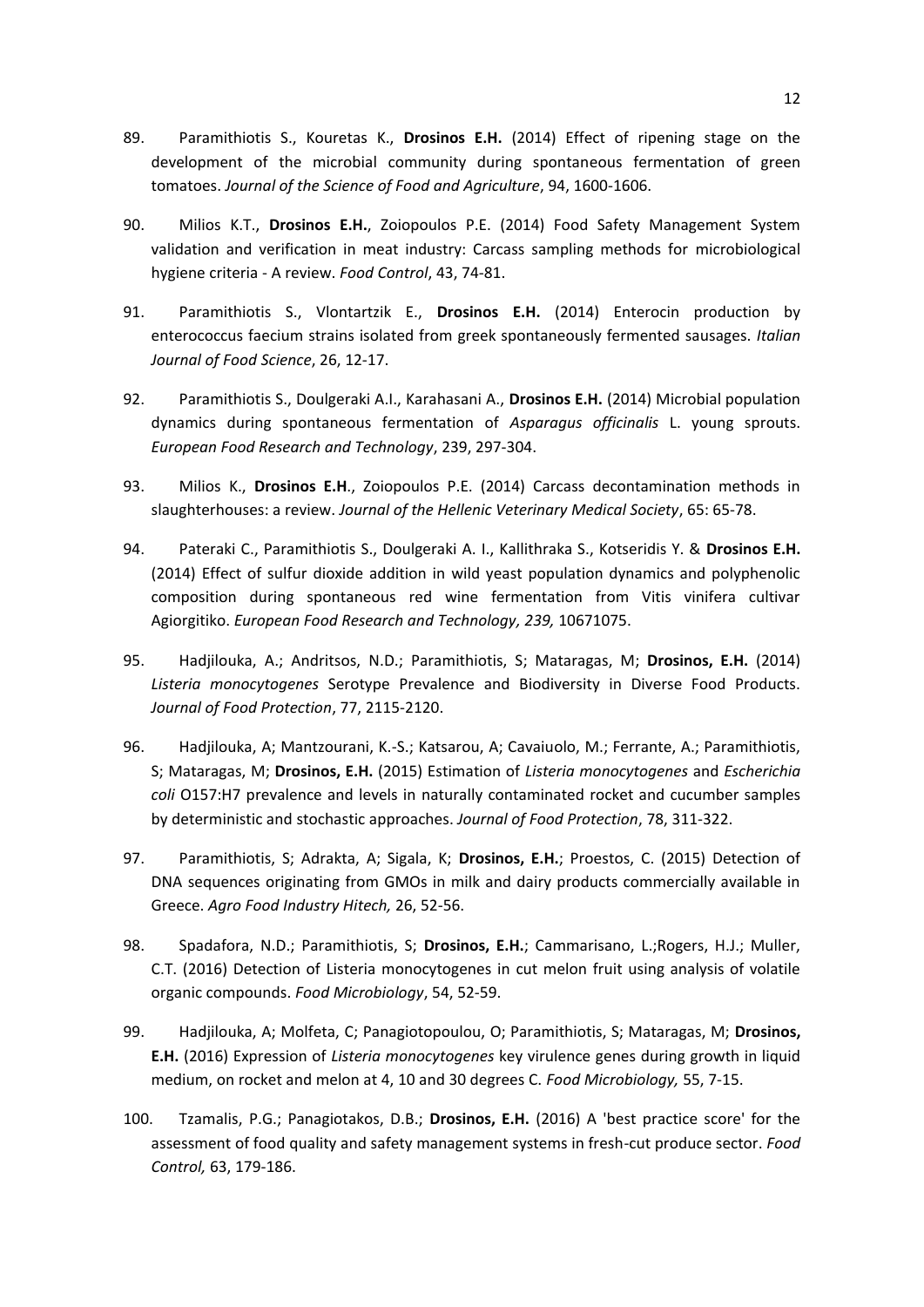89. Paramithiotis S., Kouretas K., **Drosinos E.H.** (2014) Effect of ripening stage on the development of the microbial community during spontaneous fermentation of green tomatoes. *Journal of the Science of Food and Agriculture*, 94, 1600-1606.

90. Milios K.T., **Drosinos E.H.**, Zoiopoulos P.E. (2014) Food Safety Management System validation and verification in meat industry: Carcass sampling methods for microbiological hygiene criteria - A review. *Food Control*, 43, 74-81.

91. Paramithiotis S., Vlontartzik E., **Drosinos E.H.** (2014) Enterocin production by enterococcus faecium strains isolated from greek spontaneously fermented sausages. *Italian Journal of Food Science*, 26, 12-17.

92. Paramithiotis S., Doulgeraki A.I., Karahasani A., **Drosinos E.H.** (2014) Microbial population dynamics during spontaneous fermentation of *Asparagus officinalis* L. young sprouts. *European Food Research and Technology*, 239, 297-304.

93. Milios K., **Drosinos E.H**., Zoiopoulos P.E. (2014) Carcass decontamination methods in slaughterhouses: a review. *Journal of the Hellenic Veterinary Medical Society*, 65: 65-78.

94. Pateraki C., Paramithiotis S., Doulgeraki A. I., Kallithraka S., Kotseridis Y. & **Drosinos E.H.** (2014) Effect of sulfur dioxide addition in wild yeast population dynamics and polyphenolic composition during spontaneous red wine fermentation from Vitis vinifera cultivar Agiorgitiko. *European Food Research and Technology, 239,* 10671075.

95. Hadjilouka, A.; Andritsos, N.D.; Paramithiotis, S; Mataragas, M; **Drosinos, E.H.** (2014) *Listeria monocytogenes* Serotype Prevalence and Biodiversity in Diverse Food Products. *Journal of Food Protection*, 77, 2115-2120.

96. Hadjilouka, A; Mantzourani, K.-S.; Katsarou, A; Cavaiuolo, M.; Ferrante, A.; Paramithiotis, S; Mataragas, M; **Drosinos, E.H.** (2015) Estimation of *Listeria monocytogenes* and *Escherichia coli* O157:H7 prevalence and levels in naturally contaminated rocket and cucumber samples by deterministic and stochastic approaches. *Journal of Food Protection*, 78, 311-322.

97. Paramithiotis, S; Adrakta, A; Sigala, K; **Drosinos, E.H.**; Proestos, C. (2015) Detection of DNA sequences originating from GMOs in milk and dairy products commercially available in Greece. *Agro Food Industry Hitech,* 26, 52-56.

98. Spadafora, N.D.; Paramithiotis, S; **Drosinos, E.H.**; Cammarisano, L.;Rogers, H.J.; Muller, C.T. (2016) Detection of Listeria monocytogenes in cut melon fruit using analysis of volatile organic compounds. *Food Microbiology*, 54, 52-59.

99. Hadjilouka, A; Molfeta, C; Panagiotopoulou, O; Paramithiotis, S; Mataragas, M; **Drosinos, E.H.** (2016) Expression of *Listeria monocytogenes* key virulence genes during growth in liquid medium, on rocket and melon at 4, 10 and 30 degrees C. *Food Microbiology,* 55, 7-15.

100. Tzamalis, P.G.; Panagiotakos, D.B.; **Drosinos, E.H.** (2016) A 'best practice score' for the assessment of food quality and safety management systems in fresh-cut produce sector. *Food Control,* 63, 179-186.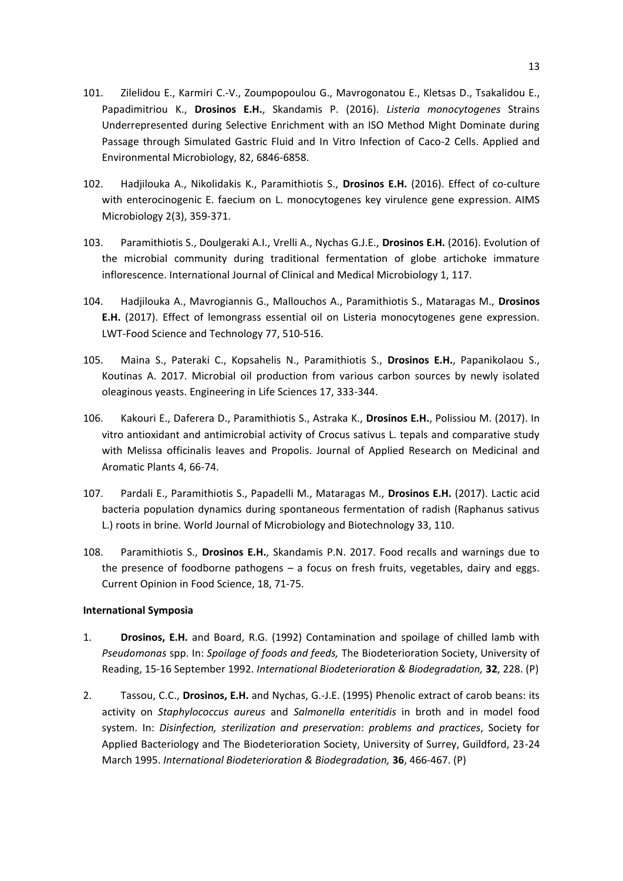101. Zilelidou E., Karmiri C.-V., Zoumpopoulou G., Mavrogonatou E., Kletsas D., Tsakalidou E., Papadimitriou K., **Drosinos E.H.**, Skandamis P. (2016). *Listeria monocytogenes* Strains Underrepresented during Selective Enrichment with an ISO Method Might Dominate during Passage through Simulated Gastric Fluid and In Vitro Infection of Caco-2 Cells. Applied and Environmental Microbiology, 82, 6846-6858.

102. Hadjilouka A., Nikolidakis K., Paramithiotis S., **Drosinos E.H.** (2016). Effect of co-culture with enterocinogenic E. faecium on L. monocytogenes key virulence gene expression. AIMS Microbiology 2(3), 359-371.

103. Paramithiotis S., Doulgeraki A.I., Vrelli A., Nychas G.J.E., **Drosinos E.H.** (2016). Evolution of the microbial community during traditional fermentation of globe artichoke immature inflorescence. International Journal of Clinical and Medical Microbiology 1, 117.

104. Hadjilouka A., Mavrogiannis G., Mallouchos A., Paramithiotis S., Mataragas M., **Drosinos E.H.** (2017). Effect of lemongrass essential oil on Listeria monocytogenes gene expression. LWT-Food Science and Technology 77, 510-516.

105. Maina S., Pateraki C., Kopsahelis N., Paramithiotis S., **Drosinos E.H.**, Papanikolaou S., Koutinas A. 2017. Microbial oil production from various carbon sources by newly isolated oleaginous yeasts. Engineering in Life Sciences 17, 333-344.

106. Kakouri E., Daferera D., Paramithiotis S., Astraka K., **Drosinos E.H.**, Polissiou M. (2017). In vitro antioxidant and antimicrobial activity of Crocus sativus L. tepals and comparative study with Melissa officinalis leaves and Propolis. Journal of Applied Research on Medicinal and Aromatic Plants 4, 66-74.

107. Pardali E., Paramithiotis S., Papadelli M., Mataragas M., **Drosinos E.H.** (2017). Lactic acid bacteria population dynamics during spontaneous fermentation of radish (Raphanus sativus L.) roots in brine. World Journal of Microbiology and Biotechnology 33, 110.

108. Paramithiotis S., **Drosinos E.H.**, Skandamis P.N. 2017. Food recalls and warnings due to the presence of foodborne pathogens – a focus on fresh fruits, vegetables, dairy and eggs. Current Opinion in Food Science, 18, 71-75.

**International Symposia**

1. **Drosinos, E.H.** and Board, R.G. (1992) Contamination and spoilage of chilled lamb with *Pseudomonas* spp. In: *Spoilage of foods and feeds,* The Biodeterioration Society, University of Reading, 15-16 September 1992. *International Biodeterioration & Biodegradation,* **32**, 228. (P)

2. Tassou, C.C., **Drosinos, E.H.** and Nychas, G.-J.E. (1995) Phenolic extract of carob beans: its activity on *Staphylococcus aureus* and *Salmonella enteritidis* in broth and in model food system. In: *Disinfection, sterilization and preservation*: *problems and practices*, Society for Applied Bacteriology and The Biodeterioration Society, University of Surrey, Guildford, 23-24 March 1995. *International Biodeterioration & Biodegradation,* **36**, 466-467. (P)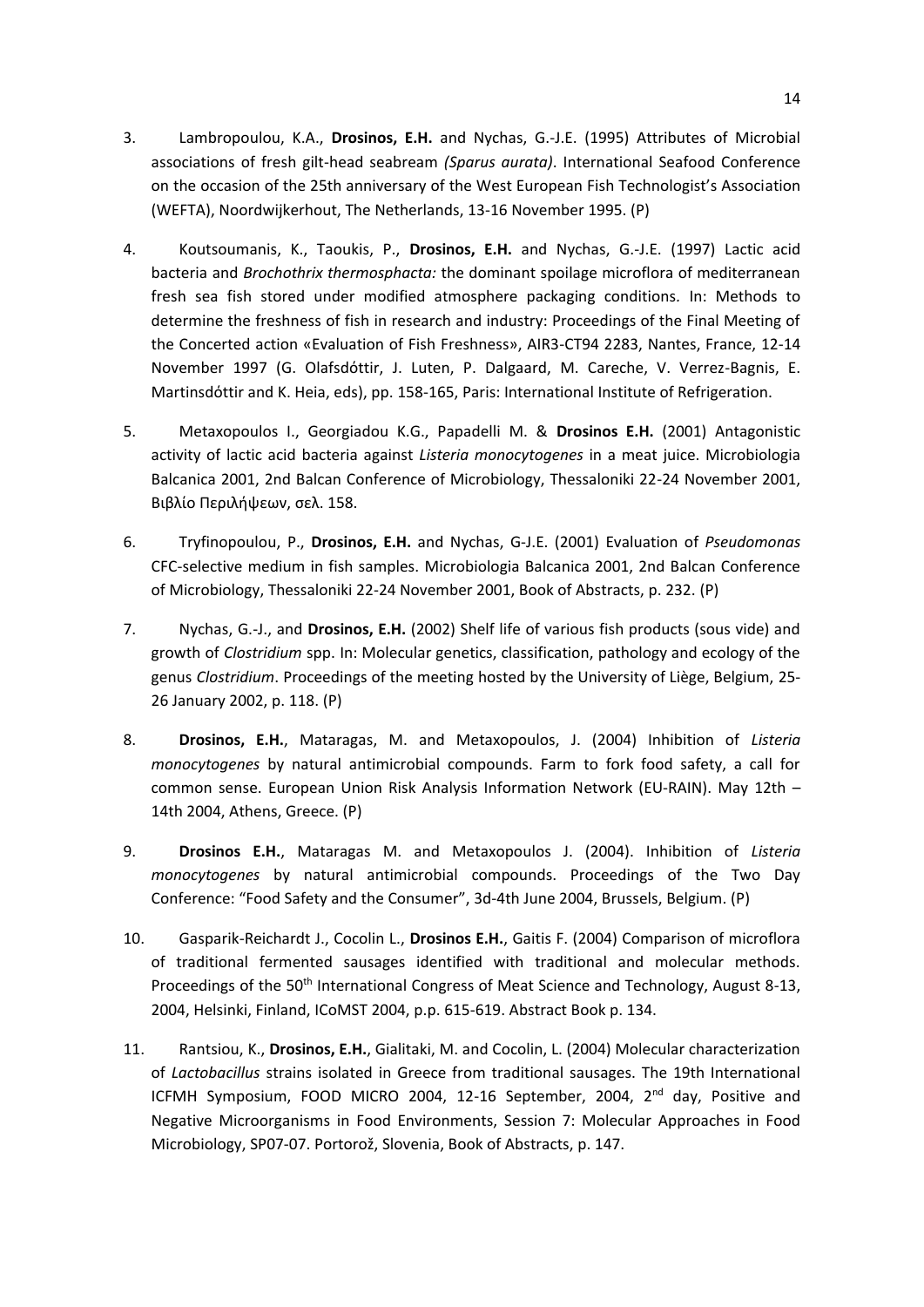3. Lambropoulou, K.A., **Drosinos, E.H.** and Nychas, G.-J.E. (1995) Attributes of Microbial associations of fresh gilt-head seabream *(Sparus aurata)*. International Seafood Conference on the occasion of the 25th anniversary of the West European Fish Technologist's Association (WEFTA), Noordwijkerhout, The Netherlands, 13-16 November 1995. (P)

4. Koutsoumanis, K., Taoukis, P., **Drosinos, E.H.** and Nychas, G.-J.E. (1997) Lactic acid bacteria and *Brochothrix thermosphacta:* the dominant spoilage microflora of mediterranean fresh sea fish stored under modified atmosphere packaging conditions. In: Methods to determine the freshness of fish in research and industry: Proceedings of the Final Meeting of the Concerted action «Evaluation of Fish Freshness», AIR3-CT94 2283, Nantes, France, 12-14 November 1997 (G. Olafsdóttir, J. Luten, P. Dalgaard, M. Careche, V. Verrez-Bagnis, E. Martinsdóttir and K. Heia, eds), pp. 158-165, Paris: International Institute of Refrigeration.

5. Metaxopoulos I., Georgiadou K.G., Papadelli M. & **Drosinos E.H.** (2001) Antagonistic activity of lactic acid bacteria against *Listeria monocytogenes* in a meat juice. Microbiologia Balcanica 2001, 2nd Balcan Conference of Microbiology, Thessaloniki 22-24 November 2001, Βιβλίο Περιλήψεων, σελ. 158.

6. Tryfinopoulou, P., **Drosinos, E.H.** and Nychas, G-J.E. (2001) Evaluation of *Pseudomonas* CFC-selective medium in fish samples. Microbiologia Balcanica 2001, 2nd Balcan Conference of Microbiology, Thessaloniki 22-24 November 2001, Book of Abstracts, p. 232. (P)

7. Nychas, G.-J., and **Drosinos, E.H.** (2002) Shelf life of various fish products (sous vide) and growth of *Clostridium* spp. In: Molecular genetics, classification, pathology and ecology of the genus *Clostridium*. Proceedings of the meeting hosted by the University of Liège, Belgium, 25-26 January 2002, p. 118. (P)

8. **Drosinos, E.H.**, Mataragas, M. and Metaxopoulos, J. (2004) Inhibition of *Listeria monocytogenes* by natural antimicrobial compounds. Farm to fork food safety, a call for common sense. European Union Risk Analysis Information Network (EU-RAIN). May 12th – 14th 2004, Athens, Greece. (P)

9. **Drosinos E.H.**, Mataragas M. and Metaxopoulos J. (2004). Inhibition of *Listeria monocytogenes* by natural antimicrobial compounds. Proceedings of the Two Day Conference: "Food Safety and the Consumer", 3d-4th June 2004, Brussels, Belgium. (P)

10. Gasparik-Reichardt J., Cocolin L., **Drosinos E.H.**, Gaitis F. (2004) Comparison of microflora of traditional fermented sausages identified with traditional and molecular methods. Proceedings of the 50th International Congress of Meat Science and Technology, August 8-13, 2004, Helsinki, Finland, ICoMST 2004, p.p. 615-619. Abstract Book p. 134.

11. Rantsiou, K., **Drosinos, E.H.**, Gialitaki, M. and Cocolin, L. (2004) Molecular characterization of *Lactobacillus* strains isolated in Greece from traditional sausages. The 19th International ICFMH Symposium, FOOD MICRO 2004, 12-16 September, 2004, 2nd day, Positive and Negative Microorganisms in Food Environments, Session 7: Molecular Approaches in Food Microbiology, SP07-07. Portorož, Slovenia, Book of Abstracts, p. 147.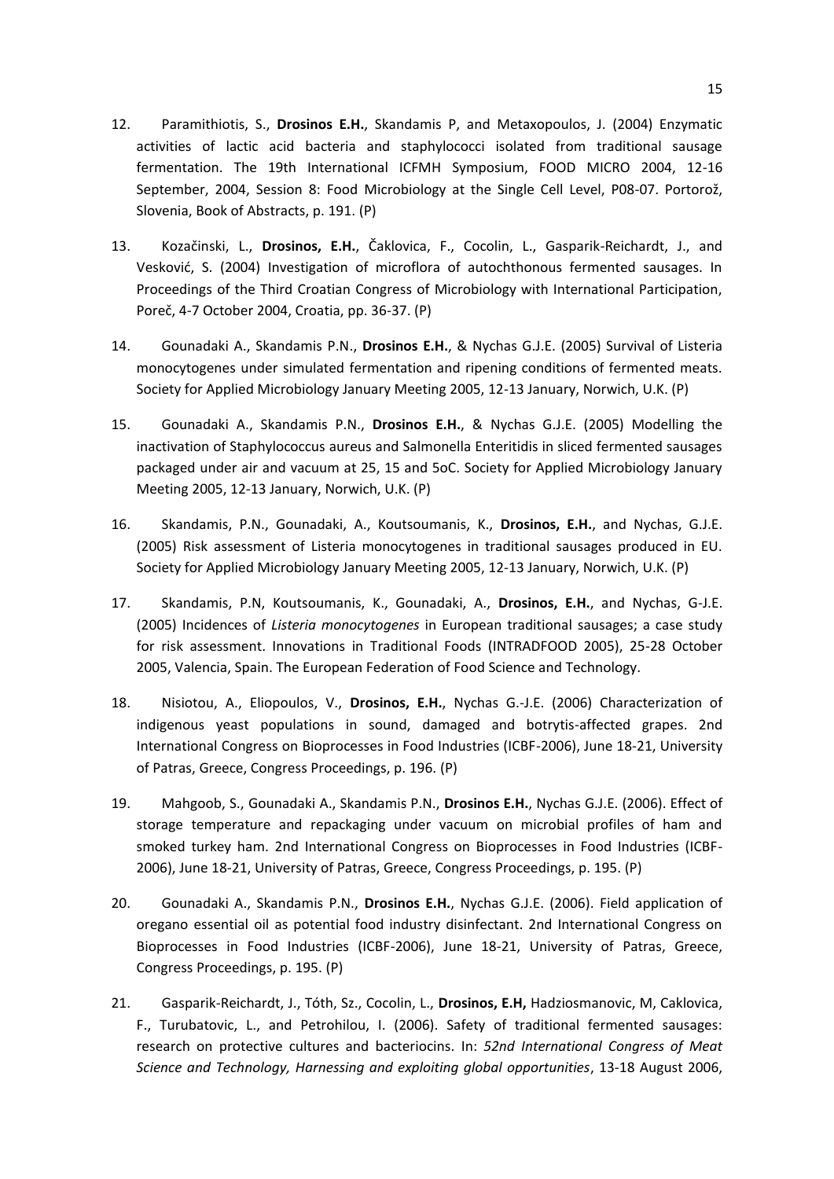12. Paramithiotis, S., **Drosinos E.H.**, Skandamis P, and Metaxopoulos, J. (2004) Enzymatic activities of lactic acid bacteria and staphylococci isolated from traditional sausage fermentation. The 19th International ICFMH Symposium, FOOD MICRO 2004, 12-16 September, 2004, Session 8: Food Microbiology at the Single Cell Level, P08-07. Portorož, Slovenia, Book of Abstracts, p. 191. (P)

13. Kozačinski, L., **Drosinos, E.H.**, Čaklovica, F., Cocolin, L., Gasparik-Reichardt, J., and Vesković, S. (2004) Investigation of microflora of autochthonous fermented sausages. In Proceedings of the Third Croatian Congress of Microbiology with International Participation, Poreč, 4-7 October 2004, Croatia, pp. 36-37. (P)

14. Gounadaki A., Skandamis P.N., **Drosinos E.H.**, & Nychas G.J.E. (2005) Survival of Listeria monocytogenes under simulated fermentation and ripening conditions of fermented meats. Society for Applied Microbiology January Meeting 2005, 12-13 January, Norwich, U.K. (P)

15. Gounadaki A., Skandamis P.N., **Drosinos E.H.**, & Nychas G.J.E. (2005) Modelling the inactivation of Staphylococcus aureus and Salmonella Enteritidis in sliced fermented sausages packaged under air and vacuum at 25, 15 and 5oC. Society for Applied Microbiology January Meeting 2005, 12-13 January, Norwich, U.K. (P)

16. Skandamis, P.N., Gounadaki, A., Koutsoumanis, K., **Drosinos, E.H.**, and Nychas, G.J.E. (2005) Risk assessment of Listeria monocytogenes in traditional sausages produced in EU. Society for Applied Microbiology January Meeting 2005, 12-13 January, Norwich, U.K. (P)

17. Skandamis, P.N, Koutsoumanis, K., Gounadaki, A., **Drosinos, E.H.**, and Nychas, G-J.E. (2005) Incidences of *Listeria monocytogenes* in European traditional sausages; a case study for risk assessment. Innovations in Traditional Foods (INTRADFOOD 2005), 25-28 October 2005, Valencia, Spain. The European Federation of Food Science and Technology.

18. Nisiotou, A., Eliopoulos, V., **Drosinos, E.H.**, Nychas G.-J.E. (2006) Characterization of indigenous yeast populations in sound, damaged and botrytis-affected grapes. 2nd International Congress on Bioprocesses in Food Industries (ICBF-2006), June 18-21, University of Patras, Greece, Congress Proceedings, p. 196. (P)

19. Mahgoob, S., Gounadaki A., Skandamis P.N., **Drosinos E.H.**, Nychas G.J.E. (2006). Effect of storage temperature and repackaging under vacuum on microbial profiles of ham and smoked turkey ham. 2nd International Congress on Bioprocesses in Food Industries (ICBF-2006), June 18-21, University of Patras, Greece, Congress Proceedings, p. 195. (P)

20. Gounadaki A., Skandamis P.N., **Drosinos E.H.**, Nychas G.J.E. (2006). Field application of oregano essential oil as potential food industry disinfectant. 2nd International Congress on Bioprocesses in Food Industries (ICBF-2006), June 18-21, University of Patras, Greece, Congress Proceedings, p. 195. (P)

21. Gasparik-Reichardt, J., Tóth, Sz., Cocolin, L., **Drosinos, E.H,** Hadziosmanovic, M, Caklovica, F., Turubatovic, L., and Petrohilou, I. (2006). Safety of traditional fermented sausages: research on protective cultures and bacteriocins. In: *52nd International Congress of Meat Science and Technology, Harnessing and exploiting global opportunities*, 13-18 August 2006,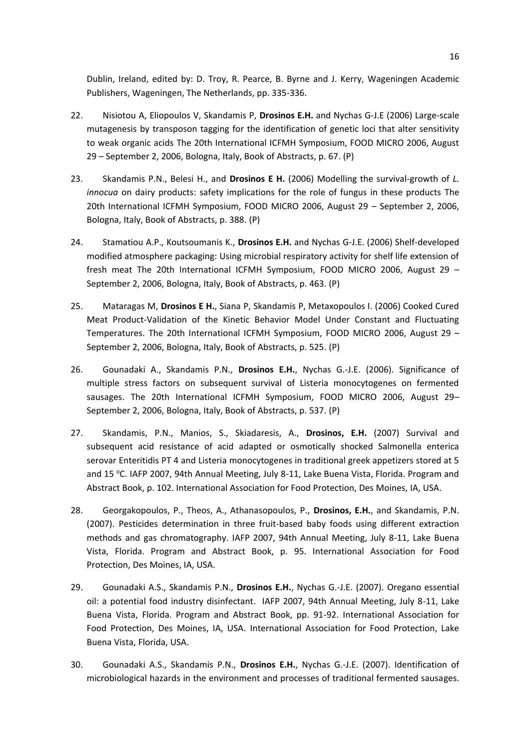Dublin, Ireland, edited by: D. Troy, R. Pearce, B. Byrne and J. Kerry, Wageningen Academic Publishers, Wageningen, The Netherlands, pp. 335-336.

22. Nisiotou A, Eliopoulos V, Skandamis P, **Drosinos E.H.** and Nychas G-J.E (2006) Large-scale mutagenesis by transposon tagging for the identification of genetic loci that alter sensitivity to weak organic acids The 20th International ICFMH Symposium, FOOD MICRO 2006, August 29 – September 2, 2006, Bologna, Italy, Book of Abstracts, p. 67. (P)

23. Skandamis P.N., Belesi H., and **Drosinos E H.** (2006) Modelling the survival-growth of *L. innocua* on dairy products: safety implications for the role of fungus in these products The 20th International ICFMH Symposium, FOOD MICRO 2006, August 29 – September 2, 2006, Bologna, Italy, Book of Abstracts, p. 388. (P)

24. Stamatiou A.P., Koutsoumanis K., **Drosinos E.H.** and Nychas G-J.E. (2006) Shelf-developed modified atmosphere packaging: Using microbial respiratory activity for shelf life extension of fresh meat The 20th International ICFMH Symposium, FOOD MICRO 2006, August 29 – September 2, 2006, Bologna, Italy, Book of Abstracts, p. 463. (P)

25. Mataragas M, **Drosinos E H.**, Siana P, Skandamis P, Metaxopoulos I. (2006) Cooked Cured Meat Product-Validation of the Kinetic Behavior Model Under Constant and Fluctuating Temperatures. The 20th International ICFMH Symposium, FOOD MICRO 2006, August 29 – September 2, 2006, Bologna, Italy, Book of Abstracts, p. 525. (P)

26. Gounadaki A., Skandamis P.N., **Drosinos E.H.**, Nychas G.-J.E. (2006). Significance of multiple stress factors on subsequent survival of Listeria monocytogenes on fermented sausages. The 20th International ICFMH Symposium, FOOD MICRO 2006, August 29– September 2, 2006, Bologna, Italy, Book of Abstracts, p. 537. (P)

27. Skandamis, P.N., Manios, S., Skiadaresis, A., **Drosinos, E.H.** (2007) Survival and subsequent acid resistance of acid adapted or osmotically shocked Salmonella enterica serovar Enteritidis PT 4 and Listeria monocytogenes in traditional greek appetizers stored at 5 and 15 °C. IAFP 2007, 94th Annual Meeting, July 8-11, Lake Buena Vista, Florida. Program and Abstract Book, p. 102. International Association for Food Protection, Des Moines, IA, USA.

28. Georgakopoulos, P., Theos, A., Athanasopoulos, P., **Drosinos, E.H.**, and Skandamis, P.N. (2007). Pesticides determination in three fruit-based baby foods using different extraction methods and gas chromatography. IAFP 2007, 94th Annual Meeting, July 8-11, Lake Buena Vista, Florida. Program and Abstract Book, p. 95. International Association for Food Protection, Des Moines, IA, USA.

29. Gounadaki A.S., Skandamis P.N., **Drosinos E.H.**, Nychas G.-J.E. (2007). Oregano essential oil: a potential food industry disinfectant. IAFP 2007, 94th Annual Meeting, July 8-11, Lake Buena Vista, Florida. Program and Abstract Book, pp. 91-92. International Association for Food Protection, Des Moines, IA, USA. International Association for Food Protection, Lake Buena Vista, Florida, USA.

30. Gounadaki A.S., Skandamis P.N., **Drosinos E.H.**, Nychas G.-J.E. (2007). Identification of microbiological hazards in the environment and processes of traditional fermented sausages.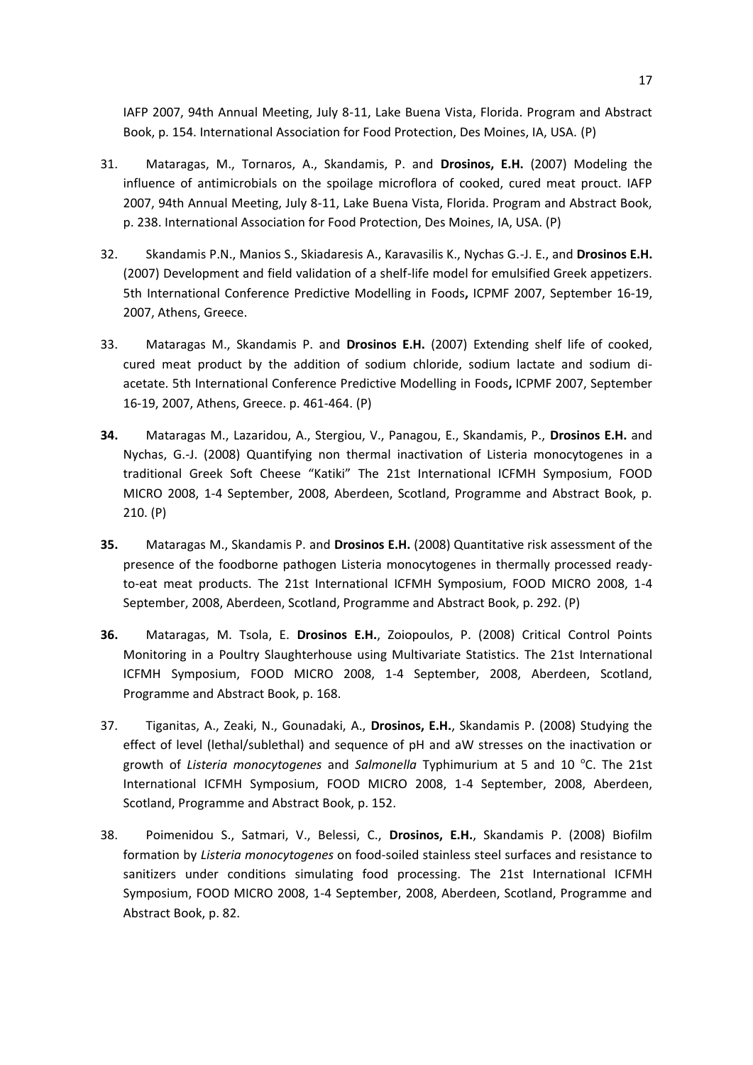IAFP 2007, 94th Annual Meeting, July 8-11, Lake Buena Vista, Florida. Program and Abstract Book, p. 154. International Association for Food Protection, Des Moines, IA, USA. (P)

31. Mataragas, M., Tornaros, A., Skandamis, P. and **Drosinos, E.H.** (2007) Modeling the influence of antimicrobials on the spoilage microflora of cooked, cured meat prouct. IAFP 2007, 94th Annual Meeting, July 8-11, Lake Buena Vista, Florida. Program and Abstract Book, p. 238. International Association for Food Protection, Des Moines, IA, USA. (P)

32. Skandamis P.N., Manios S., Skiadaresis A., Karavasilis K., Nychas G.-J. E., and **Drosinos E.H.** (2007) Development and field validation of a shelf-life model for emulsified Greek appetizers. 5th International Conference Predictive Modelling in Foods**,** ICPMF 2007, September 16-19, 2007, Athens, Greece.

33. Mataragas M., Skandamis P. and **Drosinos E.H.** (2007) Extending shelf life of cooked, cured meat product by the addition of sodium chloride, sodium lactate and sodium di-acetate. 5th International Conference Predictive Modelling in Foods**,** ICPMF 2007, September 16-19, 2007, Athens, Greece. p. 461-464. (P)

**34.** Mataragas M., Lazaridou, A., Stergiou, V., Panagou, E., Skandamis, P., **Drosinos E.H.** and Nychas, G.-J. (2008) Quantifying non thermal inactivation of Listeria monocytogenes in a traditional Greek Soft Cheese "Katiki" The 21st International ICFMH Symposium, FOOD MICRO 2008, 1-4 September, 2008, Aberdeen, Scotland, Programme and Abstract Book, p. 210. (P)

**35.** Mataragas M., Skandamis P. and **Drosinos E.H.** (2008) Quantitative risk assessment of the presence of the foodborne pathogen Listeria monocytogenes in thermally processed ready-to-eat meat products. The 21st International ICFMH Symposium, FOOD MICRO 2008, 1-4 September, 2008, Aberdeen, Scotland, Programme and Abstract Book, p. 292. (P)

**36.** Mataragas, M. Tsola, E. **Drosinos E.H.**, Zoiopoulos, P. (2008) Critical Control Points Monitoring in a Poultry Slaughterhouse using Multivariate Statistics. The 21st International ICFMH Symposium, FOOD MICRO 2008, 1-4 September, 2008, Aberdeen, Scotland, Programme and Abstract Book, p. 168.

37. Tiganitas, A., Zeaki, N., Gounadaki, A., **Drosinos, E.H.**, Skandamis P. (2008) Studying the effect of level (lethal/sublethal) and sequence of pH and aW stresses on the inactivation or growth of *Listeria monocytogenes* and *Salmonella* Typhimurium at 5 and 10 $^{o}$C. The 21st International ICFMH Symposium, FOOD MICRO 2008, 1-4 September, 2008, Aberdeen, Scotland, Programme and Abstract Book, p. 152.

38. Poimenidou S., Satmari, V., Belessi, C., **Drosinos, E.H.**, Skandamis P. (2008) Biofilm formation by *Listeria monocytogenes* on food-soiled stainless steel surfaces and resistance to sanitizers under conditions simulating food processing. The 21st International ICFMH Symposium, FOOD MICRO 2008, 1-4 September, 2008, Aberdeen, Scotland, Programme and Abstract Book, p. 82.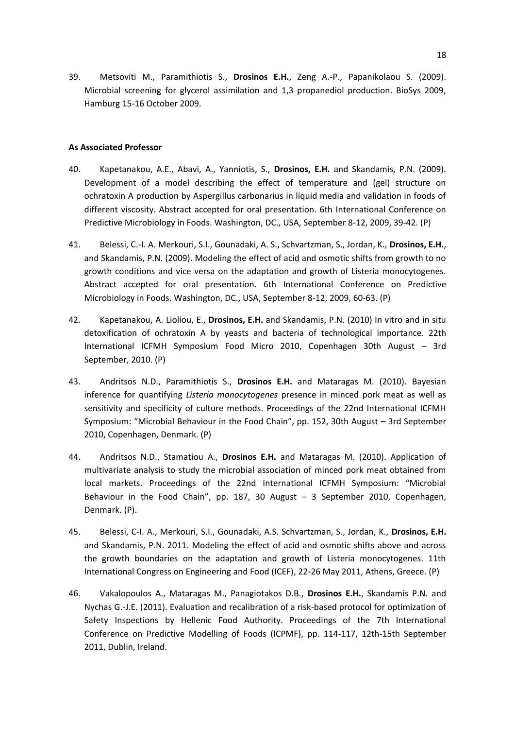39. Metsoviti M., Paramithiotis S., **Drosinos E.H.**, Zeng A.-P., Papanikolaou S. (2009). Microbial screening for glycerol assimilation and 1,3 propanediol production. BioSys 2009, Hamburg 15-16 October 2009.

**As Associated Professor**

40. Kapetanakou, A.E., Abavi, A., Yanniotis, S., **Drosinos, E.H.** and Skandamis, P.N. (2009). Development of a model describing the effect of temperature and (gel) structure on ochratoxin A production by Aspergillus carbonarius in liquid media and validation in foods of different viscosity. Abstract accepted for oral presentation. 6th International Conference on Predictive Microbiology in Foods. Washington, DC., USA, September 8-12, 2009, 39-42. (P)

41. Belessi, C.-I. A. Merkouri, S.I., Gounadaki, A. S., Schvartzman, S., Jordan, K., **Drosinos, E.H.**, and Skandamis, P.N. (2009). Modeling the effect of acid and osmotic shifts from growth to no growth conditions and vice versa on the adaptation and growth of Listeria monocytogenes. Abstract accepted for oral presentation. 6th International Conference on Predictive Microbiology in Foods. Washington, DC., USA, September 8-12, 2009, 60-63. (P)

42. Kapetanakou, A. Lioliou, E., **Drosinos, E.H.** and Skandamis, P.N. (2010) In vitro and in situ detoxification of ochratoxin A by yeasts and bacteria of technological importance. 22th International ICFMH Symposium Food Micro 2010, Copenhagen 30th August – 3rd September, 2010. (P)

43. Andritsos N.D., Paramithiotis S., **Drosinos E.H.** and Mataragas M. (2010). Bayesian inference for quantifying *Listeria monocytogenes* presence in minced pork meat as well as sensitivity and specificity of culture methods. Proceedings of the 22nd International ICFMH Symposium: "Microbial Behaviour in the Food Chain", pp. 152, 30th August – 3rd September 2010, Copenhagen, Denmark. (P)

44. Andritsos N.D., Stamatiou A., **Drosinos E.H.** and Mataragas M. (2010). Application of multivariate analysis to study the microbial association of minced pork meat obtained from local markets. Proceedings of the 22nd International ICFMH Symposium: "Microbial Behaviour in the Food Chain", pp. 187, 30 August – 3 September 2010, Copenhagen, Denmark. (P).

45. Belessi, C-I. A., Merkouri, S.I., Gounadaki, A.S. Schvartzman, S., Jordan, K., **Drosinos, E.H.** and Skandamis, P.N. 2011. Modeling the effect of acid and osmotic shifts above and across the growth boundaries on the adaptation and growth of Listeria monocytogenes. 11th International Congress on Engineering and Food (ICEF), 22-26 May 2011, Athens, Greece. (P)

46. Vakalopoulos A., Mataragas M., Panagiotakos D.B., **Drosinos E.H.**, Skandamis P.N. and Nychas G.-J.E. (2011). Evaluation and recalibration of a risk-based protocol for optimization of Safety Inspections by Hellenic Food Authority. Proceedings of the 7th International Conference on Predictive Modelling of Foods (ICPMF), pp. 114-117, 12th-15th September 2011, Dublin, Ireland.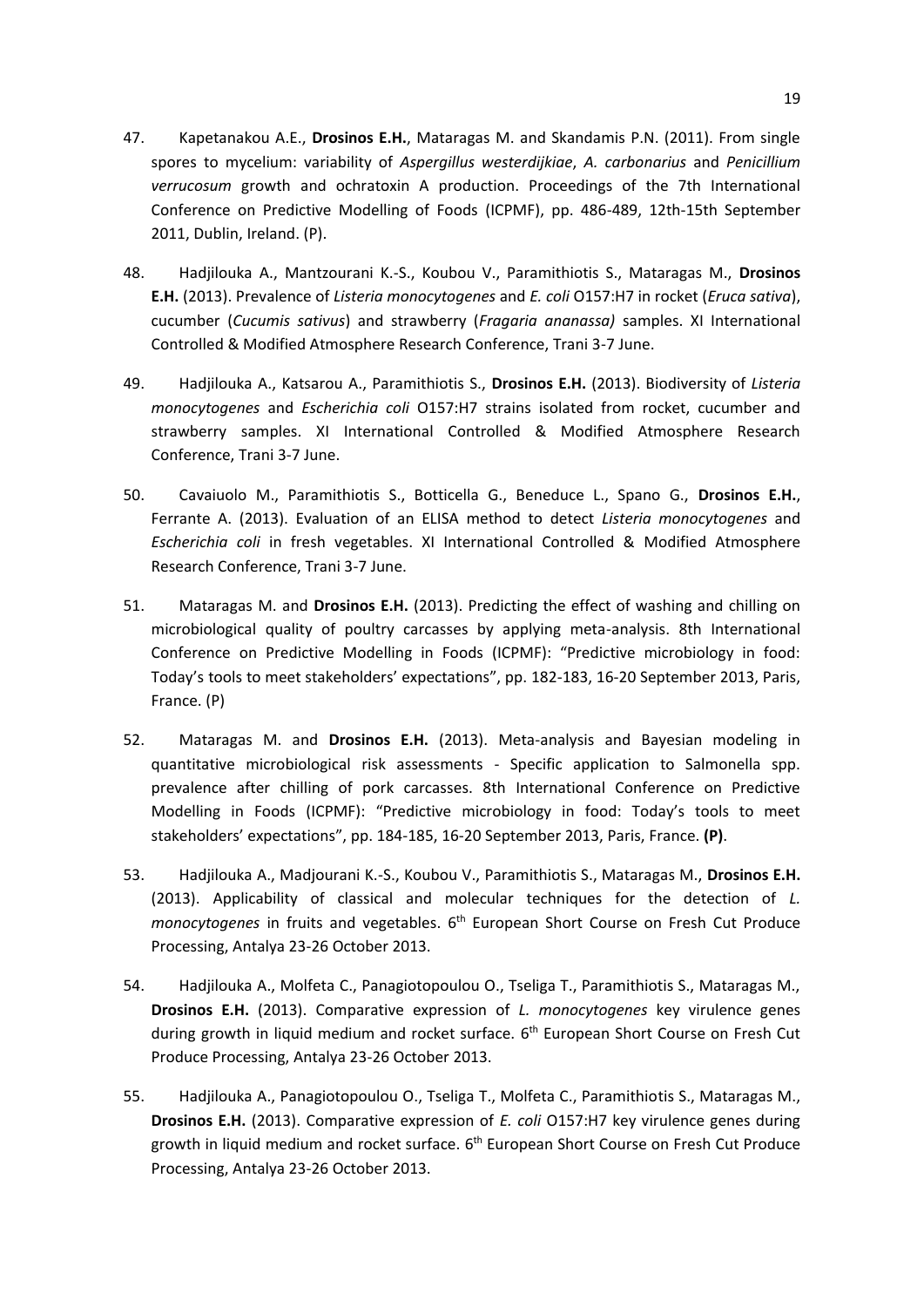47. Kapetanakou A.E., **Drosinos E.H.**, Mataragas M. and Skandamis P.N. (2011). From single spores to mycelium: variability of *Aspergillus westerdijkiae*, *A. carbonarius* and *Penicillium verrucosum* growth and ochratoxin A production. Proceedings of the 7th International Conference on Predictive Modelling of Foods (ICPMF), pp. 486-489, 12th-15th September 2011, Dublin, Ireland. (P).

48. Hadjilouka A., Mantzourani K.-S., Koubou V., Paramithiotis S., Mataragas M., **Drosinos E.H.** (2013). Prevalence of *Listeria monocytogenes* and *E. coli* O157:H7 in rocket (*Eruca sativa*), cucumber (*Cucumis sativus*) and strawberry (*Fragaria ananassa)* samples. XI International Controlled & Modified Atmosphere Research Conference, Trani 3-7 June.

49. Hadjilouka A., Katsarou A., Paramithiotis S., **Drosinos E.H.** (2013). Biodiversity of *Listeria monocytogenes* and *Escherichia coli* O157:H7 strains isolated from rocket, cucumber and strawberry samples. XI International Controlled & Modified Atmosphere Research Conference, Trani 3-7 June.

50. Cavaiuolo M., Paramithiotis S., Botticella G., Beneduce L., Spano G., **Drosinos E.H.**, Ferrante A. (2013). Evaluation of an ELISA method to detect *Listeria monocytogenes* and *Escherichia coli* in fresh vegetables. XI International Controlled & Modified Atmosphere Research Conference, Trani 3-7 June.

51. Mataragas M. and **Drosinos E.H.** (2013). Predicting the effect of washing and chilling on microbiological quality of poultry carcasses by applying meta-analysis. 8th International Conference on Predictive Modelling in Foods (ICPMF): "Predictive microbiology in food: Today's tools to meet stakeholders' expectations", pp. 182-183, 16-20 September 2013, Paris, France. (P)

52. Mataragas M. and **Drosinos E.H.** (2013). Meta-analysis and Bayesian modeling in quantitative microbiological risk assessments - Specific application to Salmonella spp. prevalence after chilling of pork carcasses. 8th International Conference on Predictive Modelling in Foods (ICPMF): "Predictive microbiology in food: Today's tools to meet stakeholders' expectations", pp. 184-185, 16-20 September 2013, Paris, France. **(P)**.

53. Hadjilouka A., Madjourani K.-S., Koubou V., Paramithiotis S., Mataragas M., **Drosinos E.H.** (2013). Applicability of classical and molecular techniques for the detection of *L. monocytogenes* in fruits and vegetables. 6th European Short Course on Fresh Cut Produce Processing, Antalya 23-26 October 2013.

54. Hadjilouka A., Molfeta C., Panagiotopoulou O., Tseliga T., Paramithiotis S., Mataragas M., **Drosinos E.H.** (2013). Comparative expression of *L. monocytogenes* key virulence genes during growth in liquid medium and rocket surface. 6th European Short Course on Fresh Cut Produce Processing, Antalya 23-26 October 2013.

55. Hadjilouka A., Panagiotopoulou O., Tseliga T., Molfeta C., Paramithiotis S., Mataragas M., **Drosinos E.H.** (2013). Comparative expression of *E. coli* O157:H7 key virulence genes during growth in liquid medium and rocket surface. 6th European Short Course on Fresh Cut Produce Processing, Antalya 23-26 October 2013.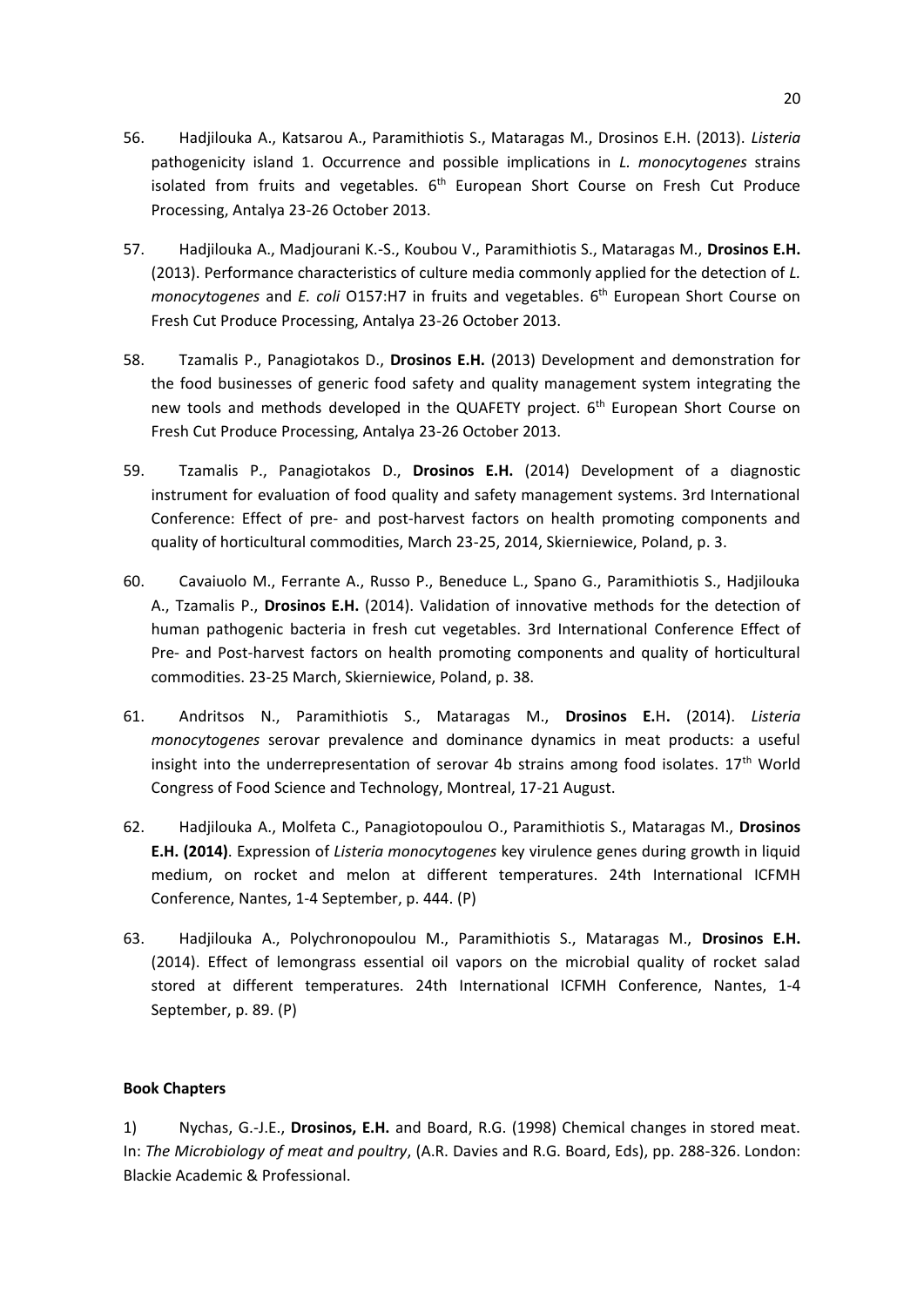56. Hadjilouka A., Katsarou A., Paramithiotis S., Mataragas M., Drosinos E.H. (2013). *Listeria* pathogenicity island 1. Occurrence and possible implications in *L. monocytogenes* strains isolated from fruits and vegetables. 6th European Short Course on Fresh Cut Produce Processing, Antalya 23-26 October 2013.

57. Hadjilouka A., Madjourani K.-S., Koubou V., Paramithiotis S., Mataragas M., **Drosinos E.H.** (2013). Performance characteristics of culture media commonly applied for the detection of *L. monocytogenes* and *E. coli* O157:H7 in fruits and vegetables. 6th European Short Course on Fresh Cut Produce Processing, Antalya 23-26 October 2013.

58. Tzamalis P., Panagiotakos D., **Drosinos E.H.** (2013) Development and demonstration for the food businesses of generic food safety and quality management system integrating the new tools and methods developed in the QUAFETY project. 6th European Short Course on Fresh Cut Produce Processing, Antalya 23-26 October 2013.

59. Tzamalis P., Panagiotakos D., **Drosinos E.H.** (2014) Development of a diagnostic instrument for evaluation of food quality and safety management systems. 3rd International Conference: Effect of pre- and post-harvest factors on health promoting components and quality of horticultural commodities, March 23-25, 2014, Skierniewice, Poland, p. 3.

60. Cavaiuolo M., Ferrante A., Russo P., Beneduce L., Spano G., Paramithiotis S., Hadjilouka A., Tzamalis P., **Drosinos E.H.** (2014). Validation of innovative methods for the detection of human pathogenic bacteria in fresh cut vegetables. 3rd International Conference Effect of Pre- and Post-harvest factors on health promoting components and quality of horticultural commodities. 23-25 March, Skierniewice, Poland, p. 38.

61. Andritsos N., Paramithiotis S., Mataragas M., **Drosinos E.H.** (2014). *Listeria monocytogenes* serovar prevalence and dominance dynamics in meat products: a useful insight into the underrepresentation of serovar 4b strains among food isolates. 17th World Congress of Food Science and Technology, Montreal, 17-21 August.

62. Hadjilouka A., Molfeta C., Panagiotopoulou O., Paramithiotis S., Mataragas M., **Drosinos E.H. (2014)**. Expression of *Listeria monocytogenes* key virulence genes during growth in liquid medium, on rocket and melon at different temperatures. 24th International ICFMH Conference, Nantes, 1-4 September, p. 444. (P)

63. Hadjilouka A., Polychronopoulou M., Paramithiotis S., Mataragas M., **Drosinos E.H.** (2014). Effect of lemongrass essential oil vapors on the microbial quality of rocket salad stored at different temperatures. 24th International ICFMH Conference, Nantes, 1-4 September, p. 89. (P)

**Book Chapters**

1) Nychas, G.-J.E., **Drosinos, E.H.** and Board, R.G. (1998) Chemical changes in stored meat. In: *The Microbiology of meat and poultry*, (A.R. Davies and R.G. Board, Eds), pp. 288-326. London: Blackie Academic & Professional.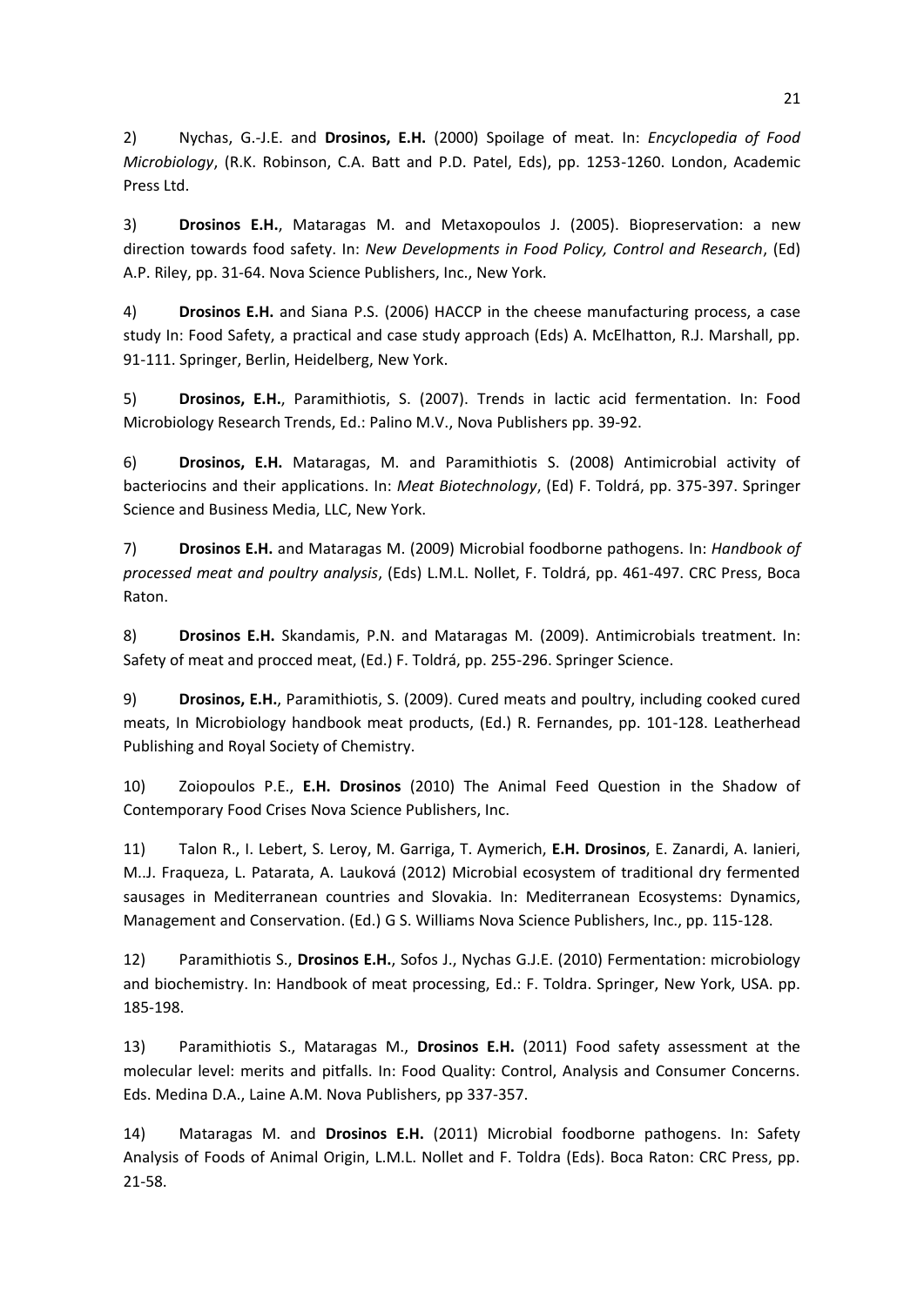2) Nychas, G.-J.E. and **Drosinos, E.H.** (2000) Spoilage of meat. In: *Encyclopedia of Food Microbiology*, (R.K. Robinson, C.A. Batt and P.D. Patel, Eds), pp. 1253-1260. London, Academic Press Ltd.

3) **Drosinos E.H.**, Mataragas M. and Metaxopoulos J. (2005). Biopreservation: a new direction towards food safety. In: *New Developments in Food Policy, Control and Research*, (Ed) A.P. Riley, pp. 31-64. Nova Science Publishers, Inc., New York.

4) **Drosinos E.H.** and Siana P.S. (2006) HACCP in the cheese manufacturing process, a case study In: Food Safety, a practical and case study approach (Eds) A. McElhatton, R.J. Marshall, pp. 91-111. Springer, Berlin, Heidelberg, New York.

5) **Drosinos, E.H.**, Paramithiotis, S. (2007). Trends in lactic acid fermentation. In: Food Microbiology Research Trends, Ed.: Palino M.V., Nova Publishers pp. 39-92.

6) **Drosinos, E.H.** Mataragas, M. and Paramithiotis S. (2008) Antimicrobial activity of bacteriocins and their applications. In: *Meat Biotechnology*, (Ed) F. Toldrá, pp. 375-397. Springer Science and Business Media, LLC, New York.

7) **Drosinos E.H.** and Mataragas M. (2009) Microbial foodborne pathogens. In: *Handbook of processed meat and poultry analysis*, (Eds) L.M.L. Nollet, F. Toldrá, pp. 461-497. CRC Press, Boca Raton.

8) **Drosinos E.H.** Skandamis, P.N. and Mataragas M. (2009). Antimicrobials treatment. In: Safety of meat and procced meat, (Ed.) F. Toldrá, pp. 255-296. Springer Science.

9) **Drosinos, E.H.**, Paramithiotis, S. (2009). Cured meats and poultry, including cooked cured meats, In Microbiology handbook meat products, (Ed.) R. Fernandes, pp. 101-128. Leatherhead Publishing and Royal Society of Chemistry.

10) Zoiopoulos P.E., **E.H. Drosinos** (2010) The Animal Feed Question in the Shadow of Contemporary Food Crises Nova Science Publishers, Inc.

11) Talon R., I. Lebert, S. Leroy, M. Garriga, T. Aymerich, **E.H. Drosinos**, E. Zanardi, A. Ianieri, M..J. Fraqueza, L. Patarata, A. Lauková (2012) Microbial ecosystem of traditional dry fermented sausages in Mediterranean countries and Slovakia. In: Mediterranean Ecosystems: Dynamics, Management and Conservation. (Ed.) G S. Williams Nova Science Publishers, Inc., pp. 115-128.

12) Paramithiotis S., **Drosinos E.H.**, Sofos J., Nychas G.J.E. (2010) Fermentation: microbiology and biochemistry. In: Handbook of meat processing, Ed.: F. Toldra. Springer, New York, USA. pp. 185-198.

13) Paramithiotis S., Mataragas M., **Drosinos E.H.** (2011) Food safety assessment at the molecular level: merits and pitfalls. In: Food Quality: Control, Analysis and Consumer Concerns. Eds. Medina D.A., Laine A.M. Nova Publishers, pp 337-357.

14) Mataragas M. and **Drosinos E.H.** (2011) Microbial foodborne pathogens. In: Safety Analysis of Foods of Animal Origin, L.M.L. Nollet and F. Toldra (Eds). Boca Raton: CRC Press, pp. 21-58.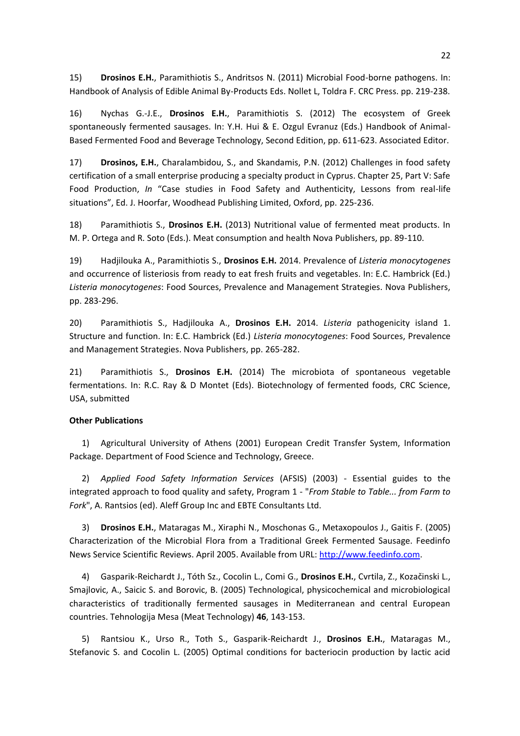15) **Drosinos E.H.**, Paramithiotis S., Andritsos N. (2011) Microbial Food-borne pathogens. In: Handbook of Analysis of Edible Animal By-Products Eds. Nollet L, Toldra F. CRC Press. pp. 219-238.

16) Nychas G.-J.E., **Drosinos E.H.**, Paramithiotis S. (2012) The ecosystem of Greek spontaneously fermented sausages. In: Y.H. Hui & E. Ozgul Evranuz (Eds.) Handbook of Animal-Based Fermented Food and Beverage Technology, Second Edition, pp. 611-623. Associated Editor.

17) **Drosinos, E.H.**, Charalambidou, S., and Skandamis, P.N. (2012) Challenges in food safety certification of a small enterprise producing a specialty product in Cyprus. Chapter 25, Part V: Safe Food Production, *In* "Case studies in Food Safety and Authenticity, Lessons from real-life situations", Ed. J. Hoorfar, Woodhead Publishing Limited, Oxford, pp. 225-236.

18) Paramithiotis S., **Drosinos E.H.** (2013) Nutritional value of fermented meat products. In M. P. Ortega and R. Soto (Eds.). Meat consumption and health Nova Publishers, pp. 89-110.

19) Hadjilouka A., Paramithiotis S., **Drosinos E.H.** 2014. Prevalence of *Listeria monocytogenes* and occurrence of listeriosis from ready to eat fresh fruits and vegetables. In: E.C. Hambrick (Ed.) *Listeria monocytogenes*: Food Sources, Prevalence and Management Strategies. Nova Publishers, pp. 283-296.

20) Paramithiotis S., Hadjilouka A., **Drosinos E.H.** 2014. *Listeria* pathogenicity island 1. Structure and function. In: E.C. Hambrick (Ed.) *Listeria monocytogenes*: Food Sources, Prevalence and Management Strategies. Nova Publishers, pp. 265-282.

21) Paramithiotis S., **Drosinos E.H.** (2014) The microbiota of spontaneous vegetable fermentations. In: R.C. Ray & D Montet (Eds). Biotechnology of fermented foods, CRC Science, USA, submitted

**Other Publications**

1) Agricultural University of Athens (2001) European Credit Transfer System, Information Package. Department of Food Science and Technology, Greece.

2) *Applied Food Safety Information Services* (AFSIS) (2003) - Essential guides to the integrated approach to food quality and safety, Program 1 - "*From Stable to Table... from Farm to Fork*", A. Rantsios (ed). Aleff Group Inc and EBTE Consultants Ltd.

3) **Drosinos E.H.**, Mataragas M., Xiraphi N., Moschonas G., Metaxopoulos J., Gaitis F. (2005) Characterization of the Microbial Flora from a Traditional Greek Fermented Sausage. Feedinfo News Service Scientific Reviews. April 2005. Available from URL: http://www.feedinfo.com.

4) Gasparik-Reichardt J., Tóth Sz., Cocolin L., Comi G., **Drosinos E.H.**, Cvrtila, Z., Kozačinski L., Smajlovic, A., Saicic S. and Borovic, B. (2005) Technological, physicochemical and microbiological characteristics of traditionally fermented sausages in Mediterranean and central European countries. Tehnologija Mesa (Meat Technology) **46**, 143-153.

5) Rantsiou K., Urso R., Toth S., Gasparik-Reichardt J., **Drosinos E.H.**, Mataragas M., Stefanovic S. and Cocolin L. (2005) Optimal conditions for bacteriocin production by lactic acid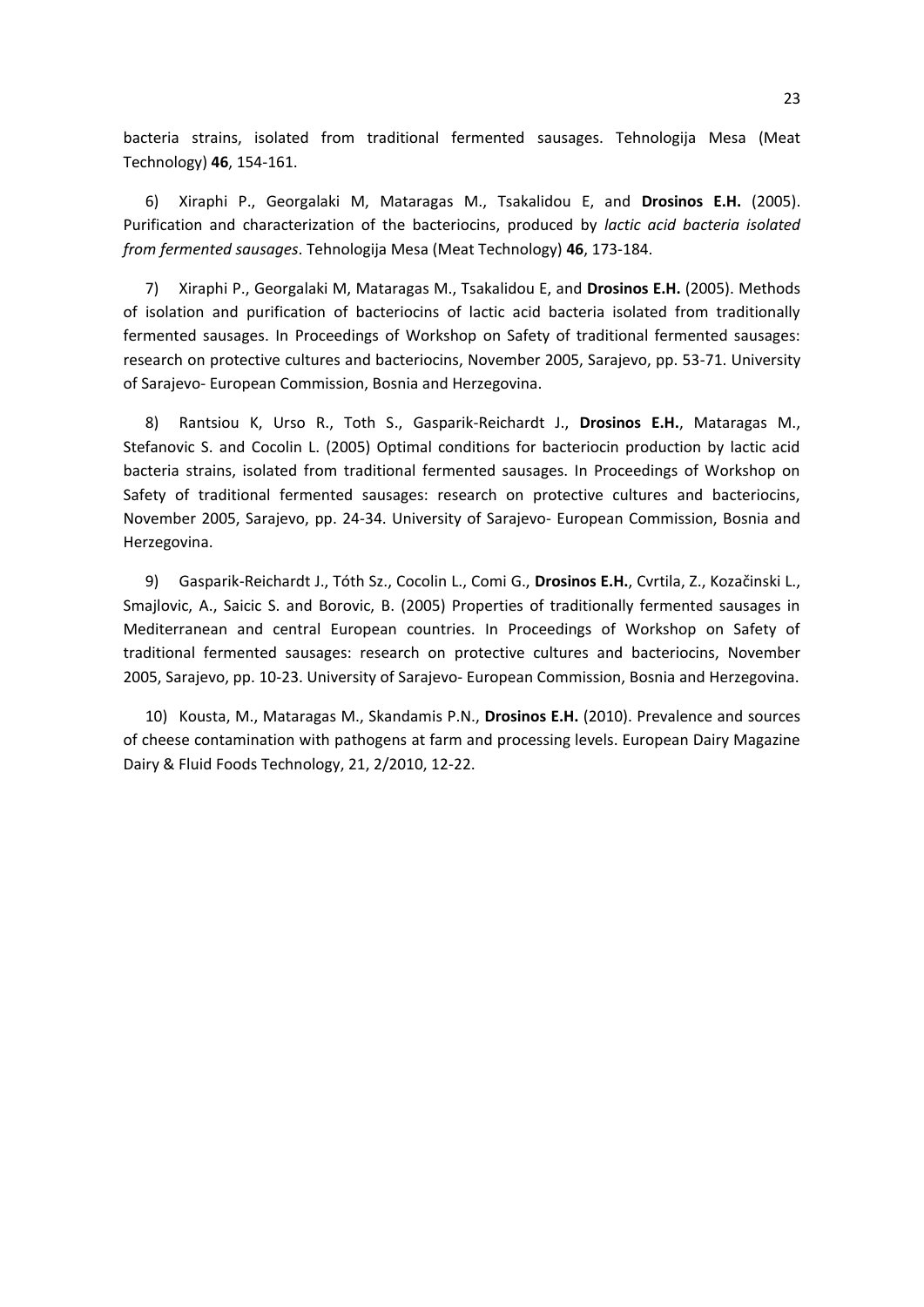bacteria strains, isolated from traditional fermented sausages. Tehnologija Mesa (Meat Technology) **46**, 154-161.

6) Xiraphi P., Georgalaki M, Mataragas M., Tsakalidou E, and **Drosinos E.H.** (2005). Purification and characterization of the bacteriocins, produced by *lactic acid bacteria isolated from fermented sausages*. Tehnologija Mesa (Meat Technology) **46**, 173-184.

7) Xiraphi P., Georgalaki M, Mataragas M., Tsakalidou E, and **Drosinos E.H.** (2005). Methods of isolation and purification of bacteriocins of lactic acid bacteria isolated from traditionally fermented sausages. In Proceedings of Workshop on Safety of traditional fermented sausages: research on protective cultures and bacteriocins, November 2005, Sarajevo, pp. 53-71. University of Sarajevo- European Commission, Bosnia and Herzegovina.

8) Rantsiou K, Urso R., Toth S., Gasparik-Reichardt J., **Drosinos E.H.**, Mataragas M., Stefanovic S. and Cocolin L. (2005) Optimal conditions for bacteriocin production by lactic acid bacteria strains, isolated from traditional fermented sausages. In Proceedings of Workshop on Safety of traditional fermented sausages: research on protective cultures and bacteriocins, November 2005, Sarajevo, pp. 24-34. University of Sarajevo- European Commission, Bosnia and Herzegovina.

9) Gasparik-Reichardt J., Tóth Sz., Cocolin L., Comi G., **Drosinos E.H.**, Cvrtila, Z., Kozačinski L., Smajlovic, A., Saicic S. and Borovic, B. (2005) Properties of traditionally fermented sausages in Mediterranean and central European countries. In Proceedings of Workshop on Safety of traditional fermented sausages: research on protective cultures and bacteriocins, November 2005, Sarajevo, pp. 10-23. University of Sarajevo- European Commission, Bosnia and Herzegovina.

10) Kousta, M., Mataragas M., Skandamis P.N., **Drosinos E.H.** (2010). Prevalence and sources of cheese contamination with pathogens at farm and processing levels. European Dairy Magazine Dairy & Fluid Foods Technology, 21, 2/2010, 12-22.